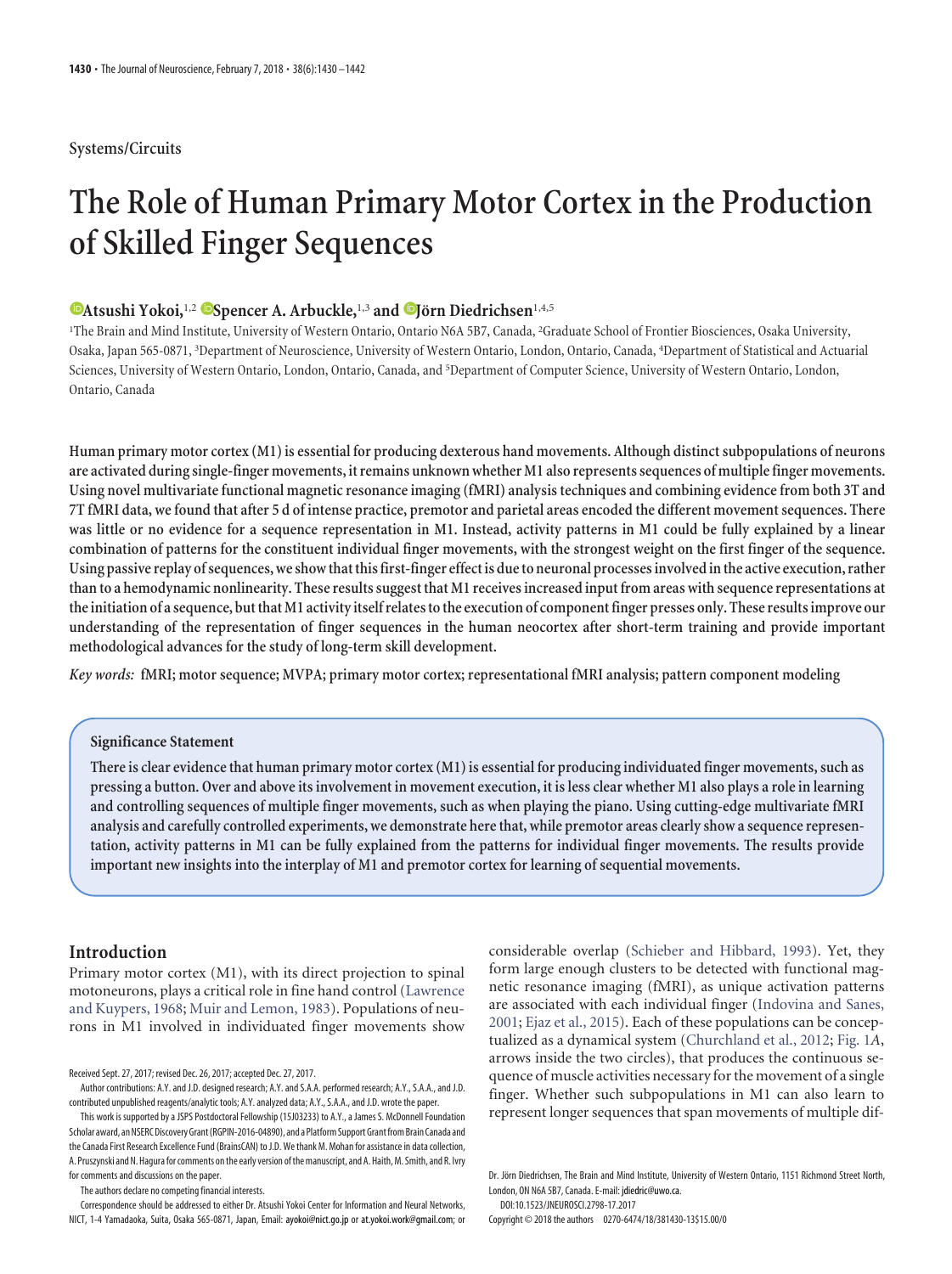Systems/Circuits

# The Role of Human Primary Motor Cortex in the Production of Skilled Finger Sequences

**Atsushi Yokoi,**[1,2] **Spencer A. Arbuckle,**[1,3] **and Jörn Diedrichsen**[1,4,5]

[1]The Brain and Mind Institute, University of Western Ontario, Ontario N6A 5B7, Canada, [2]Graduate School of Frontier Biosciences, Osaka University, Osaka, Japan 565-0871, [3]Department of Neuroscience, University of Western Ontario, London, Ontario, Canada, [4]Department of Statistical and Actuarial Sciences, University of Western Ontario, London, Ontario, Canada, and [5]Department of Computer Science, University of Western Ontario, London, Ontario, Canada

**Human primary motor cortex (M1) is essential for producing dexterous hand movements. Although distinct subpopulations of neurons are activated during single-finger movements, it remains unknown whether M1 also represents sequences of multiple finger movements. Using novel multivariate functional magnetic resonance imaging (fMRI) analysis techniques and combining evidence from both 3T and 7T fMRI data, we found that after 5 d of intense practice, premotor and parietal areas encoded the different movement sequences. There was little or no evidence for a sequence representation in M1. Instead, activity patterns in M1 could be fully explained by a linear combination of patterns for the constituent individual finger movements, with the strongest weight on the first finger of the sequence. Using passive replay of sequences, we show that this first-finger effect is due to neuronal processes involved in the active execution, rather than to a hemodynamic nonlinearity. These results suggest that M1 receives increased input from areas with sequence representations at the initiation of a sequence, but that M1 activity itself relates to the execution of component finger presses only. These results improve our understanding of the representation of finger sequences in the human neocortex after short-term training and provide important methodological advances for the study of long-term skill development.**

*Key words:* **fMRI; motor sequence; MVPA; primary motor cortex; representational fMRI analysis; pattern component modeling**

## Significance Statement

**There is clear evidence that human primary motor cortex (M1) is essential for producing individuated finger movements, such as pressing a button. Over and above its involvement in movement execution, it is less clear whether M1 also plays a role in learning and controlling sequences of multiple finger movements, such as when playing the piano. Using cutting-edge multivariate fMRI analysis and carefully controlled experiments, we demonstrate here that, while premotor areas clearly show a sequence representation, activity patterns in M1 can be fully explained from the patterns for individual finger movements. The results provide important new insights into the interplay of M1 and premotor cortex for learning of sequential movements.**

## Introduction

Primary motor cortex (M1), with its direct projection to spinal motoneurons, plays a critical role in fine hand control (Lawrence and Kuypers, 1968; Muir and Lemon, 1983). Populations of neurons in M1 involved in individuated finger movements show considerable overlap (Schieber and Hibbard, 1993). Yet, they form large enough clusters to be detected with functional magnetic resonance imaging (fMRI), as unique activation patterns are associated with each individual finger (Indovina and Sanes, 2001; Ejaz et al., 2015). Each of these populations can be conceptualized as a dynamical system (Churchland et al., 2012; Fig. 1*A*, arrows inside the two circles), that produces the continuous sequence of muscle activities necessary for the movement of a single finger. Whether such subpopulations in M1 can also learn to represent longer sequences that span movements of multiple dif-

Received Sept. 27, 2017; revised Dec. 26, 2017; accepted Dec. 27, 2017.

Author contributions: A.Y. and J.D. designed research; A.Y. and S.A.A. performed research; A.Y., S.A.A., and J.D. contributed unpublished reagents/analytic tools; A.Y. analyzed data; A.Y., S.A.A., and J.D. wrote the paper.

This work is supported by a JSPS Postdoctoral Fellowship (15J03233) to A.Y., a James S. McDonnell Foundation Scholar award, an NSERC Discovery Grant (RGPIN-2016-04890), and a Platform Support Grant from Brain Canada and the Canada First Research Excellence Fund (BrainsCAN) to J.D. We thank M. Mohan for assistance in data collection, A. Pruszynski and N. Hagura for comments on the early version of the manuscript, and A. Haith, M. Smith, and R. Ivry for comments and discussions on the paper.

The authors declare no competing financial interests.

Correspondence should be addressed to either Dr. Atsushi Yokoi Center for Information and Neural Networks, NICT, 1-4 Yamadaoka, Suita, Osaka 565-0871, Japan, Email: ayokoi@nict.go.jp or at.yokoi.work@gmail.com; or Dr. Jörn Diedrichsen, The Brain and Mind Institute, University of Western Ontario, 1151 Richmond Street North, London, ON N6A 5B7, Canada. E-mail: jdiedric@uwo.ca.

DOI:10.1523/JNEUROSCI.2798-17.2017

Copyright © 2018 the authors 0270-6474/18/381430-13$15.00/0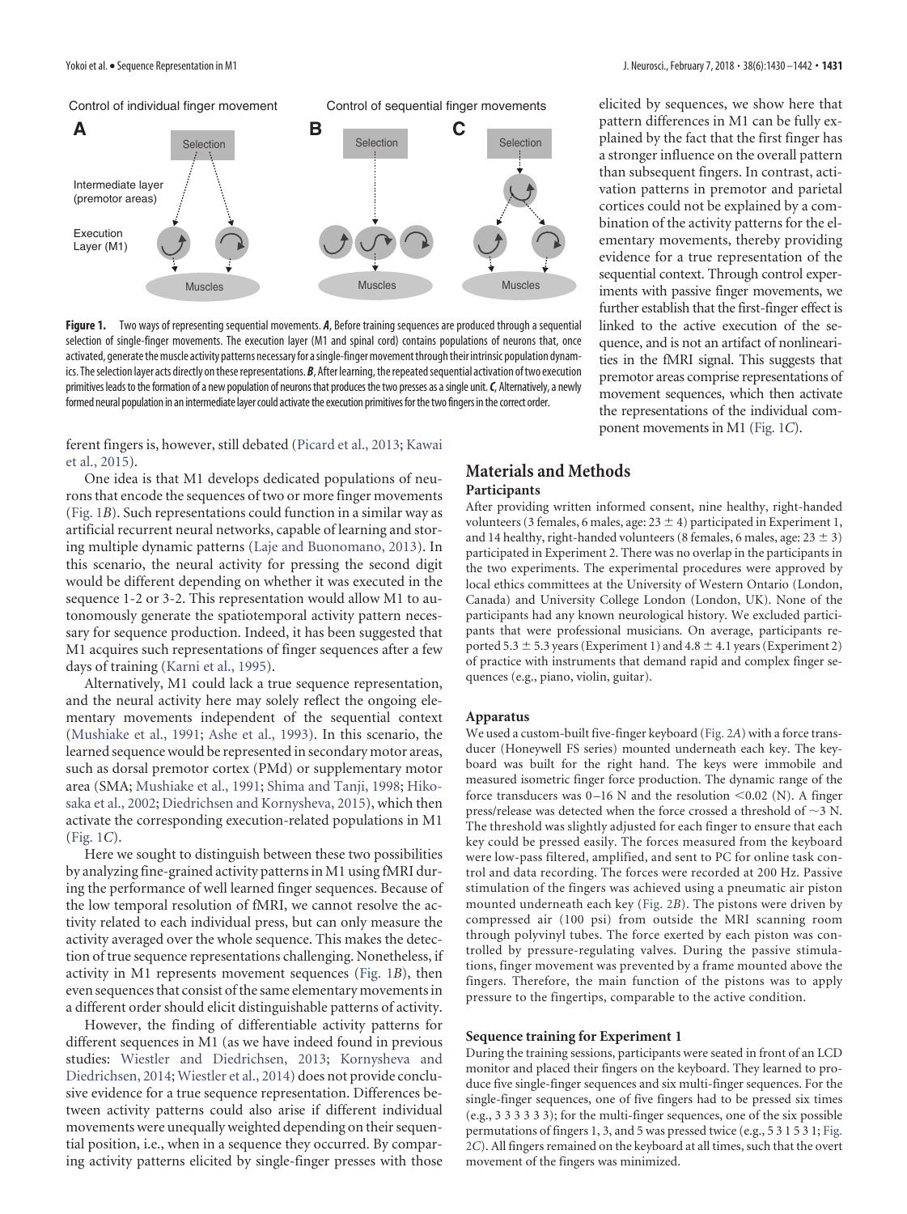Control of individual finger movement

Control of sequential finger movements

A

B

C

Selection

Intermediate layer (premotor areas)

Execution Layer (M1)

Muscles

**Figure 1.** Two ways of representing sequential movements. ***A***, Before training sequences are produced through a sequential selection of single-finger movements. The execution layer (M1 and spinal cord) contains populations of neurons that, once activated, generate the muscle activity patterns necessary for a single-finger movement through their intrinsic population dynamics. The selection layer acts directly on these representations. ***B***, After learning, the repeated sequential activation of two execution primitives leads to the formation of a new population of neurons that produces the two presses as a single unit. ***C***, Alternatively, a newly formed neural population in an intermediate layer could activate the execution primitives for the two fingers in the correct order.

ferent fingers is, however, still debated (Picard et al., 2013; Kawai et al., 2015).

One idea is that M1 develops dedicated populations of neurons that encode the sequences of two or more finger movements (Fig. 1*B*). Such representations could function in a similar way as artificial recurrent neural networks, capable of learning and storing multiple dynamic patterns (Laje and Buonomano, 2013). In this scenario, the neural activity for pressing the second digit would be different depending on whether it was executed in the sequence 1-2 or 3-2. This representation would allow M1 to autonomously generate the spatiotemporal activity pattern necessary for sequence production. Indeed, it has been suggested that M1 acquires such representations of finger sequences after a few days of training (Karni et al., 1995).

Alternatively, M1 could lack a true sequence representation, and the neural activity here may solely reflect the ongoing elementary movements independent of the sequential context (Mushiake et al., 1991; Ashe et al., 1993). In this scenario, the learned sequence would be represented in secondary motor areas, such as dorsal premotor cortex (PMd) or supplementary motor area (SMA; Mushiake et al., 1991; Shima and Tanji, 1998; Hikosaka et al., 2002; Diedrichsen and Kornysheva, 2015), which then activate the corresponding execution-related populations in M1 (Fig. 1*C*).

Here we sought to distinguish between these two possibilities by analyzing fine-grained activity patterns in M1 using fMRI during the performance of well learned finger sequences. Because of the low temporal resolution of fMRI, we cannot resolve the activity related to each individual press, but can only measure the activity averaged over the whole sequence. This makes the detection of true sequence representations challenging. Nonetheless, if activity in M1 represents movement sequences (Fig. 1*B*), then even sequences that consist of the same elementary movements in a different order should elicit distinguishable patterns of activity.

However, the finding of differentiable activity patterns for different sequences in M1 (as we have indeed found in previous studies: Wiestler and Diedrichsen, 2013; Kornysheva and Diedrichsen, 2014; Wiestler et al., 2014) does not provide conclusive evidence for a true sequence representation. Differences between activity patterns could also arise if different individual movements were unequally weighted depending on their sequential position, i.e., when in a sequence they occurred. By comparing activity patterns elicited by single-finger presses with those elicited by sequences, we show here that pattern differences in M1 can be fully explained by the fact that the first finger has a stronger influence on the overall pattern than subsequent fingers. In contrast, activation patterns in premotor and parietal cortices could not be explained by a combination of the activity patterns for the elementary movements, thereby providing evidence for a true representation of the sequential context. Through control experiments with passive finger movements, we further establish that the first-finger effect is linked to the active execution of the sequence, and is not an artifact of nonlinearities in the fMRI signal. This suggests that premotor areas comprise representations of movement sequences, which then activate the representations of the individual component movements in M1 (Fig. 1*C*).

## Materials and Methods

### Participants

After providing written informed consent, nine healthy, right-handed volunteers (3 females, 6 males, age: 23 ± 4) participated in Experiment 1, and 14 healthy, right-handed volunteers (8 females, 6 males, age: 23 ± 3) participated in Experiment 2. There was no overlap in the participants in the two experiments. The experimental procedures were approved by local ethics committees at the University of Western Ontario (London, Canada) and University College London (London, UK). None of the participants had any known neurological history. We excluded participants that were professional musicians. On average, participants reported 5.3 ± 5.3 years (Experiment 1) and 4.8 ± 4.1 years (Experiment 2) of practice with instruments that demand rapid and complex finger sequences (e.g., piano, violin, guitar).

### Apparatus

We used a custom-built five-finger keyboard (Fig. 2*A*) with a force transducer (Honeywell FS series) mounted underneath each key. The keyboard was built for the right hand. The keys were immobile and measured isometric finger force production. The dynamic range of the force transducers was 0–16 N and the resolution <0.02 (N). A finger press/release was detected when the force crossed a threshold of ~3 N. The threshold was slightly adjusted for each finger to ensure that each key could be pressed easily. The forces measured from the keyboard were low-pass filtered, amplified, and sent to PC for online task control and data recording. The forces were recorded at 200 Hz. Passive stimulation of the fingers was achieved using a pneumatic air piston mounted underneath each key (Fig. 2*B*). The pistons were driven by compressed air (100 psi) from outside the MRI scanning room through polyvinyl tubes. The force exerted by each piston was controlled by pressure-regulating valves. During the passive stimulations, finger movement was prevented by a frame mounted above the fingers. Therefore, the main function of the pistons was to apply pressure to the fingertips, comparable to the active condition.

### Sequence training for Experiment 1

During the training sessions, participants were seated in front of an LCD monitor and placed their fingers on the keyboard. They learned to produce five single-finger sequences and six multi-finger sequences. For the single-finger sequences, one of five fingers had to be pressed six times (e.g., 3 3 3 3 3 3); for the multi-finger sequences, one of the six possible permutations of fingers 1, 3, and 5 was pressed twice (e.g., 5 3 1 5 3 1; Fig. 2*C*). All fingers remained on the keyboard at all times, such that the overt movement of the fingers was minimized.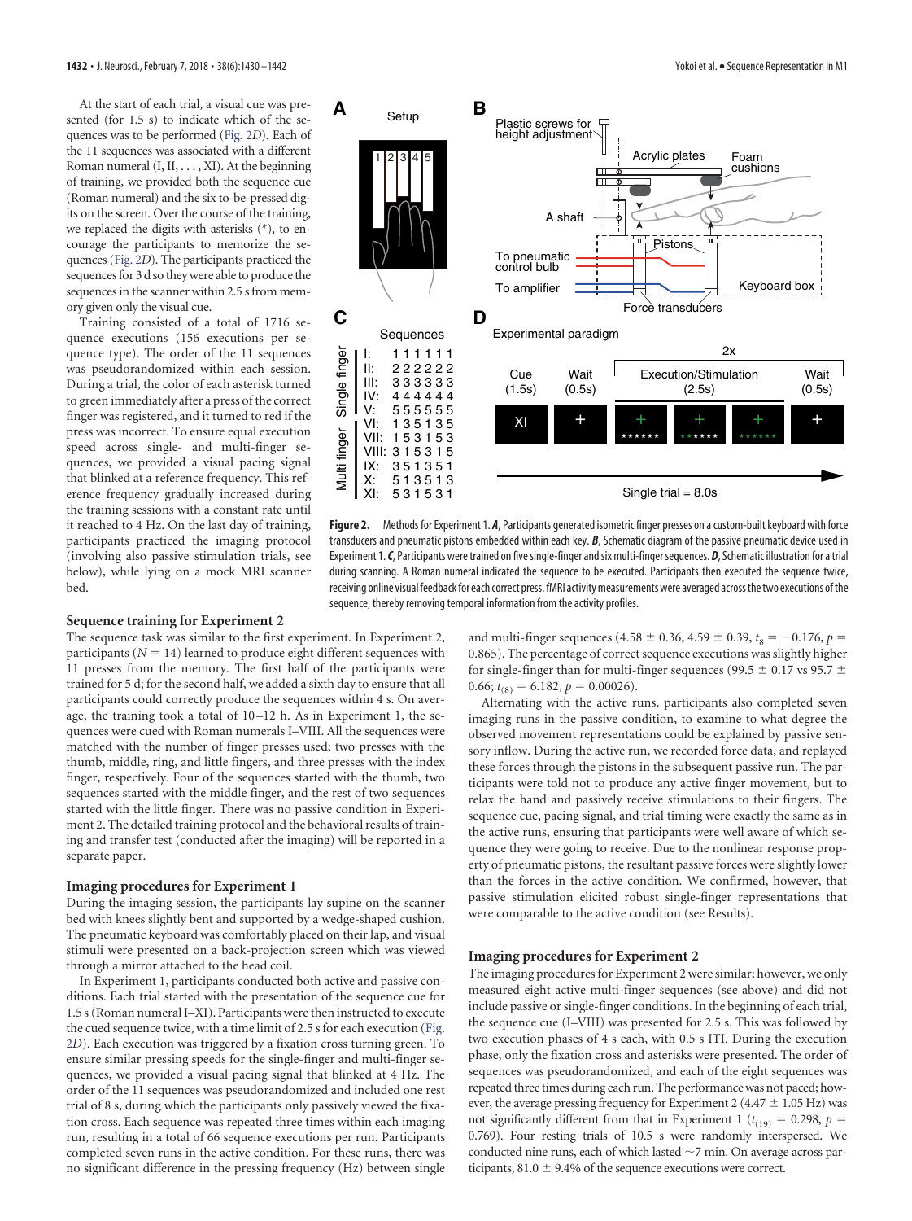At the start of each trial, a visual cue was presented (for 1.5 s) to indicate which of the sequences was to be performed (Fig. 2D). Each of the 11 sequences was associated with a different Roman numeral (I, II, . . . , XI). At the beginning of training, we provided both the sequence cue (Roman numeral) and the six to-be-pressed digits on the screen. Over the course of the training, we replaced the digits with asterisks (*), to encourage the participants to memorize the sequences (Fig. 2D). The participants practiced the sequences for 3 d so they were able to produce the sequences in the scanner within 2.5 s from memory given only the visual cue.

Training consisted of a total of 1716 sequence executions (156 executions per sequence type). The order of the 11 sequences was pseudorandomized within each session. During a trial, the color of each asterisk turned to green immediately after a press of the correct finger was registered, and it turned to red if the press was incorrect. To ensure equal execution speed across single- and multi-finger sequences, we provided a visual pacing signal that blinked at a reference frequency. This reference frequency gradually increased during the training sessions with a constant rate until it reached to 4 Hz. On the last day of training, participants practiced the imaging protocol (involving also passive stimulation trials, see below), while lying on a mock MRI scanner bed.

A
Setup
1 2 3 4 5

B
Plastic screws for height adjustment
Acrylic plates
Foam cushions
A shaft
Pistons
To pneumatic control bulb
To amplifier
Keyboard box
Force transducers

C
Sequences
Single finger
I: 111111
II: 222222
III: 333333
IV: 444444
V: 555555
Multi finger
VI: 135135
VII: 153153
VIII: 315315
IX: 351351
X: 513513
XI: 531531

D
Experimental paradigm
Cue (1.5s)
Wait (0.5s)
2x
Execution/Stimulation (2.5s)
Wait (0.5s)
XI
+
******
Single trial = 8.0s

**Figure 2.** Methods for Experiment 1. ***A***, Participants generated isometric finger presses on a custom-built keyboard with force transducers and pneumatic pistons embedded within each key. ***B***, Schematic diagram of the passive pneumatic device used in Experiment 1. ***C***, Participants were trained on five single-finger and six multi-finger sequences. ***D***, Schematic illustration for a trial during scanning. A Roman numeral indicated the sequence to be executed. Participants then executed the sequence twice, receiving online visual feedback for each correct press. fMRI activity measurements were averaged across the two executions of the sequence, thereby removing temporal information from the activity profiles.

### Sequence training for Experiment 2

The sequence task was similar to the first experiment. In Experiment 2, participants ($N = 14$) learned to produce eight different sequences with 11 presses from the memory. The first half of the participants were trained for 5 d; for the second half, we added a sixth day to ensure that all participants could correctly produce the sequences within 4 s. On average, the training took a total of 10–12 h. As in Experiment 1, the sequences were cued with Roman numerals I–VIII. All the sequences were matched with the number of finger presses used; two presses with the thumb, middle, ring, and little fingers, and three presses with the index finger, respectively. Four of the sequences started with the thumb, two sequences started with the middle finger, and the rest of two sequences started with the little finger. There was no passive condition in Experiment 2. The detailed training protocol and the behavioral results of training and transfer test (conducted after the imaging) will be reported in a separate paper.

### Imaging procedures for Experiment 1

During the imaging session, the participants lay supine on the scanner bed with knees slightly bent and supported by a wedge-shaped cushion. The pneumatic keyboard was comfortably placed on their lap, and visual stimuli were presented on a back-projection screen which was viewed through a mirror attached to the head coil.

In Experiment 1, participants conducted both active and passive conditions. Each trial started with the presentation of the sequence cue for 1.5 s (Roman numeral I–XI). Participants were then instructed to execute the cued sequence twice, with a time limit of 2.5 s for each execution (Fig. 2D). Each execution was triggered by a fixation cross turning green. To ensure similar pressing speeds for the single-finger and multi-finger sequences, we provided a visual pacing signal that blinked at 4 Hz. The order of the 11 sequences was pseudorandomized and included one rest trial of 8 s, during which the participants only passively viewed the fixation cross. Each sequence was repeated three times within each imaging run, resulting in a total of 66 sequence executions per run. Participants completed seven runs in the active condition. For these runs, there was no significant difference in the pressing frequency (Hz) between single and multi-finger sequences ($4.58 \pm 0.36$, $4.59 \pm 0.39$, $t_8 = -0.176$, $p = 0.865$). The percentage of correct sequence executions was slightly higher for single-finger than for multi-finger sequences ($99.5 \pm 0.17$ vs $95.7 \pm 0.66$; $t_{(8)} = 6.182$, $p = 0.00026$).

Alternating with the active runs, participants also completed seven imaging runs in the passive condition, to examine to what degree the observed movement representations could be explained by passive sensory inflow. During the active run, we recorded force data, and replayed these forces through the pistons in the subsequent passive run. The participants were told not to produce any active finger movement, but to relax the hand and passively receive stimulations to their fingers. The sequence cue, pacing signal, and trial timing were exactly the same as in the active runs, ensuring that participants were well aware of which sequence they were going to receive. Due to the nonlinear response property of pneumatic pistons, the resultant passive forces were slightly lower than the forces in the active condition. We confirmed, however, that passive stimulation elicited robust single-finger representations that were comparable to the active condition (see Results).

### Imaging procedures for Experiment 2

The imaging procedures for Experiment 2 were similar; however, we only measured eight active multi-finger sequences (see above) and did not include passive or single-finger conditions. In the beginning of each trial, the sequence cue (I–VIII) was presented for 2.5 s. This was followed by two execution phases of 4 s each, with 0.5 s ITI. During the execution phase, only the fixation cross and asterisks were presented. The order of sequences was pseudorandomized, and each of the eight sequences was repeated three times during each run. The performance was not paced; however, the average pressing frequency for Experiment 2 ($4.47 \pm 1.05$ Hz) was not significantly different from that in Experiment 1 ($t_{(19)} = 0.298$, $p = 0.769$). Four resting trials of 10.5 s were randomly interspersed. We conducted nine runs, each of which lasted ~7 min. On average across participants, $81.0 \pm 9.4\%$ of the sequence executions were correct.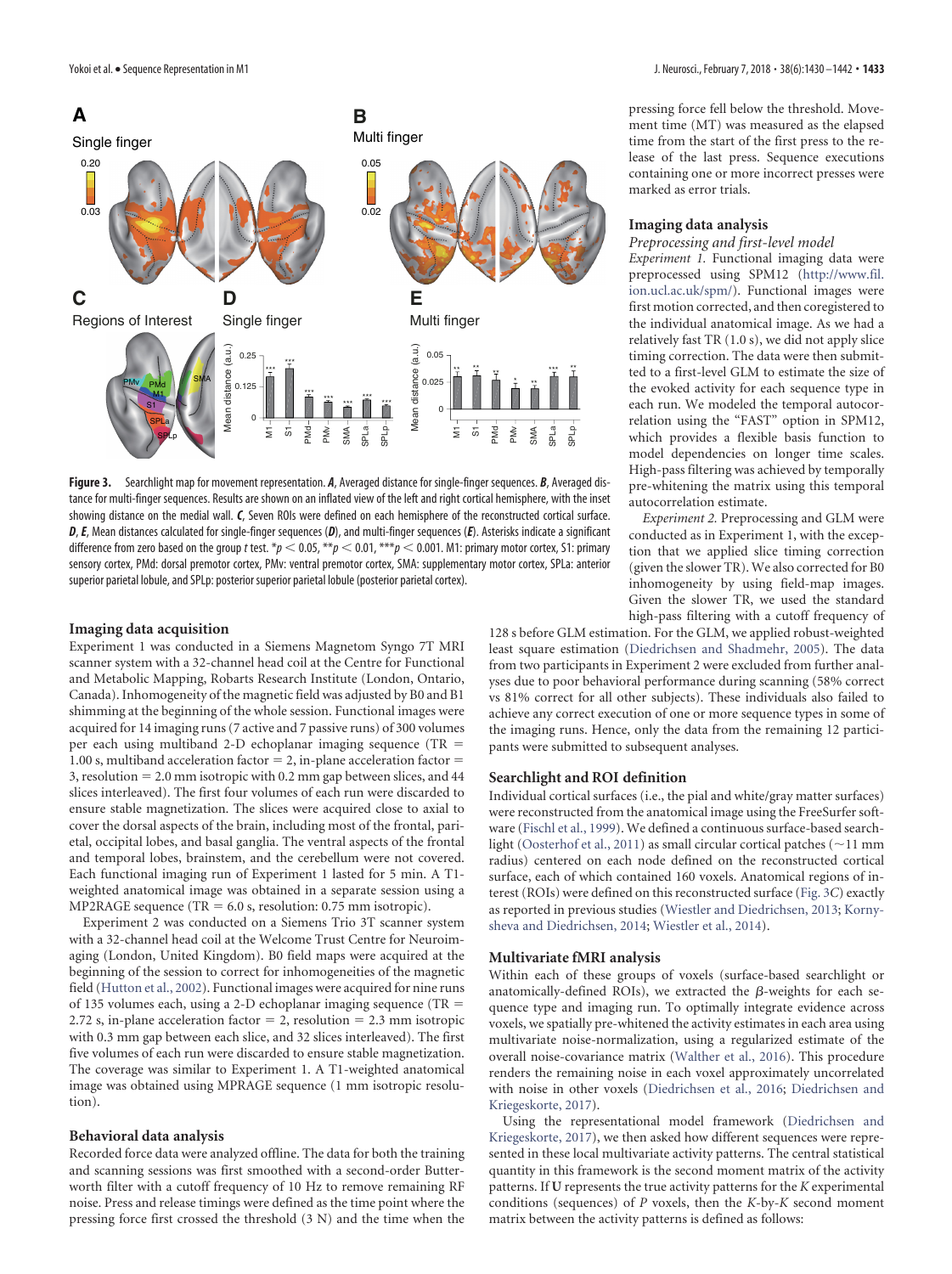A

Single finger

0.20

0.03

B

Multi finger

0.05

0.02

C

Regions of Interest

PMv PMd M1 S1 SPLa SPLp SMA

D

Single finger

Mean distance (a.u.)

0.25

0.125

0

*** *** *** *** *** *** ***

M1 S1 PMd PMv SMA SPLa SPLp

E

Multi finger

Mean distance (a.u.)

0.05

0.025

0

** ** ** * ** *** **

M1 S1 PMd PMv SMA SPLa SPLp

**Figure 3.** Searchlight map for movement representation. ***A***, Averaged distance for single-finger sequences. ***B***, Averaged distance for multi-finger sequences. Results are shown on an inflated view of the left and right cortical hemisphere, with the inset showing distance on the medial wall. ***C***, Seven ROIs were defined on each hemisphere of the reconstructed cortical surface. ***D***, ***E***, Mean distances calculated for single-finger sequences (***D***), and multi-finger sequences (***E***). Asterisks indicate a significant difference from zero based on the group *t* test. $*p < 0.05$, $**p < 0.01$, $***p < 0.001$. M1: primary motor cortex, S1: primary sensory cortex, PMd: dorsal premotor cortex, PMv: ventral premotor cortex, SMA: supplementary motor cortex, SPLa: anterior superior parietal lobule, and SPLp: posterior superior parietal lobule (posterior parietal cortex).

## Imaging data acquisition

Experiment 1 was conducted in a Siemens Magnetom Syngo 7T MRI scanner system with a 32-channel head coil at the Centre for Functional and Metabolic Mapping, Robarts Research Institute (London, Ontario, Canada). Inhomogeneity of the magnetic field was adjusted by B0 and B1 shimming at the beginning of the whole session. Functional images were acquired for 14 imaging runs (7 active and 7 passive runs) of 300 volumes per each using multiband 2-D echoplanar imaging sequence (TR = 1.00 s, multiband acceleration factor = 2, in-plane acceleration factor = 3, resolution = 2.0 mm isotropic with 0.2 mm gap between slices, and 44 slices interleaved). The first four volumes of each run were discarded to ensure stable magnetization. The slices were acquired close to axial to cover the dorsal aspects of the brain, including most of the frontal, parietal, occipital lobes, and basal ganglia. The ventral aspects of the frontal and temporal lobes, brainstem, and the cerebellum were not covered. Each functional imaging run of Experiment 1 lasted for 5 min. A T1-weighted anatomical image was obtained in a separate session using a MP2RAGE sequence (TR = 6.0 s, resolution: 0.75 mm isotropic).

Experiment 2 was conducted on a Siemens Trio 3T scanner system with a 32-channel head coil at the Welcome Trust Centre for Neuroimaging (London, United Kingdom). B0 field maps were acquired at the beginning of the session to correct for inhomogeneities of the magnetic field (Hutton et al., 2002). Functional images were acquired for nine runs of 135 volumes each, using a 2-D echoplanar imaging sequence (TR = 2.72 s, in-plane acceleration factor = 2, resolution = 2.3 mm isotropic with 0.3 mm gap between each slice, and 32 slices interleaved). The first five volumes of each run were discarded to ensure stable magnetization. The coverage was similar to Experiment 1. A T1-weighted anatomical image was obtained using MPRAGE sequence (1 mm isotropic resolution).

## Behavioral data analysis

Recorded force data were analyzed offline. The data for both the training and scanning sessions was first smoothed with a second-order Butterworth filter with a cutoff frequency of 10 Hz to remove remaining RF noise. Press and release timings were defined as the time point where the pressing force first crossed the threshold (3 N) and the time when the pressing force fell below the threshold. Movement time (MT) was measured as the elapsed time from the start of the first press to the release of the last press. Sequence executions containing one or more incorrect presses were marked as error trials.

## Imaging data analysis

### Preprocessing and first-level model

*Experiment 1.* Functional imaging data were preprocessed using SPM12 (http://www.fil.ion.ucl.ac.uk/spm/). Functional images were first motion corrected, and then coregistered to the individual anatomical image. As we had a relatively fast TR (1.0 s), we did not apply slice timing correction. The data were then submitted to a first-level GLM to estimate the size of the evoked activity for each sequence type in each run. We modeled the temporal autocorrelation using the "FAST" option in SPM12, which provides a flexible basis function to model dependencies on longer time scales. High-pass filtering was achieved by temporally pre-whitening the matrix using this temporal autocorrelation estimate.

*Experiment 2.* Preprocessing and GLM were conducted as in Experiment 1, with the exception that we applied slice timing correction (given the slower TR). We also corrected for B0 inhomogeneity by using field-map images. Given the slower TR, we used the standard high-pass filtering with a cutoff frequency of 128 s before GLM estimation. For the GLM, we applied robust-weighted least square estimation (Diedrichsen and Shadmehr, 2005). The data from two participants in Experiment 2 were excluded from further analyses due to poor behavioral performance during scanning (58% correct vs 81% correct for all other subjects). These individuals also failed to achieve any correct execution of one or more sequence types in some of the imaging runs. Hence, only the data from the remaining 12 participants were submitted to subsequent analyses.

## Searchlight and ROI definition

Individual cortical surfaces (i.e., the pial and white/gray matter surfaces) were reconstructed from the anatomical image using the FreeSurfer software (Fischl et al., 1999). We defined a continuous surface-based searchlight (Oosterhof et al., 2011) as small circular cortical patches (~11 mm radius) centered on each node defined on the reconstructed cortical surface, each of which contained 160 voxels. Anatomical regions of interest (ROIs) were defined on this reconstructed surface (Fig. 3*C*) exactly as reported in previous studies (Wiestler and Diedrichsen, 2013; Kornysheva and Diedrichsen, 2014; Wiestler et al., 2014).

## Multivariate fMRI analysis

Within each of these groups of voxels (surface-based searchlight or anatomically-defined ROIs), we extracted the $\beta$-weights for each sequence type and imaging run. To optimally integrate evidence across voxels, we spatially pre-whitened the activity estimates in each area using multivariate noise-normalization, using a regularized estimate of the overall noise-covariance matrix (Walther et al., 2016). This procedure renders the remaining noise in each voxel approximately uncorrelated with noise in other voxels (Diedrichsen et al., 2016; Diedrichsen and Kriegeskorte, 2017).

Using the representational model framework (Diedrichsen and Kriegeskorte, 2017), we then asked how different sequences were represented in these local multivariate activity patterns. The central statistical quantity in this framework is the second moment matrix of the activity patterns. If $\mathbf{U}$ represents the true activity patterns for the $K$ experimental conditions (sequences) of $P$ voxels, then the $K$-by-$K$ second moment matrix between the activity patterns is defined as follows: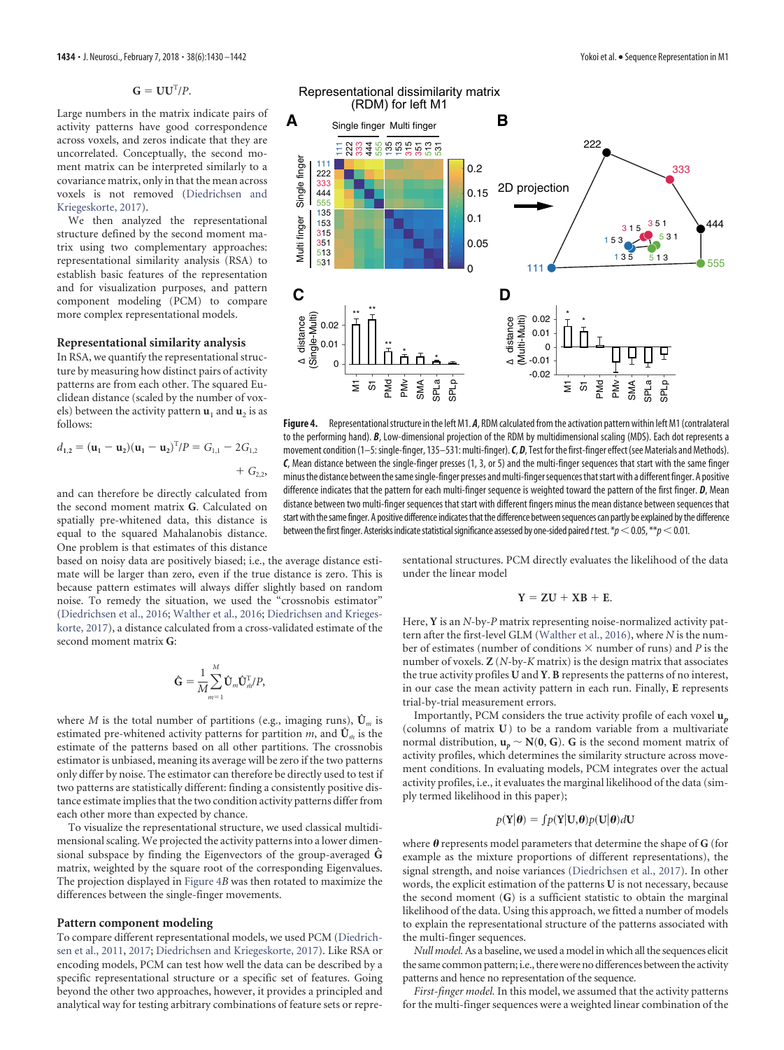$$\mathbf{G} = \mathbf{U}\mathbf{U}^{\mathrm{T}}/P.$$

Large numbers in the matrix indicate pairs of activity patterns have good correspondence across voxels, and zeros indicate that they are uncorrelated. Conceptually, the second moment matrix can be interpreted similarly to a covariance matrix, only in that the mean across voxels is not removed (Diedrichsen and Kriegeskorte, 2017).

We then analyzed the representational structure defined by the second moment matrix using two complementary approaches: representational similarity analysis (RSA) to establish basic features of the representation and for visualization purposes, and pattern component modeling (PCM) to compare more complex representational models.

### Representational similarity analysis

In RSA, we quantify the representational structure by measuring how distinct pairs of activity patterns are from each other. The squared Euclidean distance (scaled by the number of voxels) between the activity pattern $\mathbf{u}_1$ and $\mathbf{u}_2$ is as follows:

$$d_{1,2} = (\mathbf{u}_1 - \mathbf{u}_2)(\mathbf{u}_1 - \mathbf{u}_2)^{\mathrm{T}}/P = G_{1,1} - 2G_{1,2} + G_{2,2},$$

and can therefore be directly calculated from the second moment matrix $\mathbf{G}$. Calculated on spatially pre-whitened data, this distance is equal to the squared Mahalanobis distance. One problem is that estimates of this distance based on noisy data are positively biased; i.e., the average distance estimate will be larger than zero, even if the true distance is zero. This is because pattern estimates will always differ slightly based on random noise. To remedy the situation, we used the "crossnobis estimator" (Diedrichsen et al., 2016; Walther et al., 2016; Diedrichsen and Kriegeskorte, 2017), a distance calculated from a cross-validated estimate of the second moment matrix $\mathbf{G}$:

$$\hat{\mathbf{G}} = \frac{1}{M}\sum_{m=1}^{M} \hat{\mathbf{U}}_m \hat{\mathbf{U}}_{\tilde{m}}^{\mathrm{T}}/P,$$

where $M$ is the total number of partitions (e.g., imaging runs), $\hat{\mathbf{U}}_m$ is estimated pre-whitened activity patterns for partition $m$, and $\hat{\mathbf{U}}_{\tilde{m}}$ is the estimate of the patterns based on all other partitions. The crossnobis estimator is unbiased, meaning its average will be zero if the two patterns only differ by noise. The estimator can therefore be directly used to test if two patterns are statistically different: finding a consistently positive distance estimate implies that the two condition activity patterns differ from each other more than expected by chance.

To visualize the representational structure, we used classical multidimensional scaling. We projected the activity patterns into a lower dimensional subspace by finding the Eigenvectors of the group-averaged $\hat{\mathbf{G}}$ matrix, weighted by the square root of the corresponding Eigenvalues. The projection displayed in Figure 4*B* was then rotated to maximize the differences between the single-finger movements.

### Pattern component modeling

To compare different representational models, we used PCM (Diedrichsen et al., 2011, 2017; Diedrichsen and Kriegeskorte, 2017). Like RSA or encoding models, PCM can test how well the data can be described by a specific representational structure or a specific set of features. Going beyond the other two approaches, however, it provides a principled and analytical way for testing arbitrary combinations of feature sets or representational structures. PCM directly evaluates the likelihood of the data under the linear model

$$\mathbf{Y} = \mathbf{Z}\mathbf{U} + \mathbf{X}\mathbf{B} + \mathbf{E}.$$

Here, $\mathbf{Y}$ is an $N$-by-$P$ matrix representing noise-normalized activity pattern after the first-level GLM (Walther et al., 2016), where $N$ is the number of estimates (number of conditions × number of runs) and $P$ is the number of voxels. $\mathbf{Z}$ ($N$-by-$K$ matrix) is the design matrix that associates the true activity profiles $\mathbf{U}$ and $\mathbf{Y}$. $\mathbf{B}$ represents the patterns of no interest, in our case the mean activity pattern in each run. Finally, $\mathbf{E}$ represents trial-by-trial measurement errors.

Importantly, PCM considers the true activity profile of each voxel $\mathbf{u}_p$ (columns of matrix $\mathbf{U}$) to be a random variable from a multivariate normal distribution, $\mathbf{u}_p \sim \mathbf{N}(\mathbf{0}, \mathbf{G})$. $\mathbf{G}$ is the second moment matrix of activity profiles, which determines the similarity structure across movement conditions. In evaluating models, PCM integrates over the actual activity profiles, i.e., it evaluates the marginal likelihood of the data (simply termed likelihood in this paper);

$$p(\mathbf{Y}|\boldsymbol{\theta}) = \int p(\mathbf{Y}|\mathbf{U},\boldsymbol{\theta})p(\mathbf{U}|\boldsymbol{\theta})d\mathbf{U}$$

where $\boldsymbol{\theta}$ represents model parameters that determine the shape of $\mathbf{G}$ (for example as the mixture proportions of different representations), the signal strength, and noise variances (Diedrichsen et al., 2017). In other words, the explicit estimation of the patterns $\mathbf{U}$ is not necessary, because the second moment ($\mathbf{G}$) is a sufficient statistic to obtain the marginal likelihood of the data. Using this approach, we fitted a number of models to explain the representational structure of the patterns associated with the multi-finger sequences.

*Null model.* As a baseline, we used a model in which all the sequences elicit the same common pattern; i.e., there were no differences between the activity patterns and hence no representation of the sequence.

*First-finger model.* In this model, we assumed that the activity patterns for the multi-finger sequences were a weighted linear combination of the

Representational dissimilarity matrix (RDM) for left M1

A
Single finger Multi finger
111 222 333 444 555 135 153 315 351 513 531
0.2
0.15
0.1
0.05
0

B
2D projection
222
333
444
555
111
315 351
153
531
135 513

C
Δ distance (Single-Multi)
0.02
0.01
0
M1 S1 PMd PMv SMA SPLa SPLp

D
Δ distance (Multi-Multi)
0.02
0.01
0
-0.01
-0.02
M1 S1 PMd PMv SMA SPLa SPLp

**Figure 4.** Representational structure in the left M1. ***A***, RDM calculated from the activation pattern within left M1 (contralateral to the performing hand). ***B***, Low-dimensional projection of the RDM by multidimensional scaling (MDS). Each dot represents a movement condition (1–5: single-finger, 135–531: multi-finger). ***C***, ***D***, Test for the first-finger effect (see Materials and Methods). ***C***, Mean distance between the single-finger presses (1, 3, or 5) and the multi-finger sequences that start with the same finger minus the distance between the same single-finger presses and multi-finger sequences that start with a different finger. A positive difference indicates that the pattern for each multi-finger sequence is weighted toward the pattern of the first finger. ***D***, Mean distance between two multi-finger sequences that start with different fingers minus the mean distance between sequences that start with the same finger. A positive difference indicates that the difference between sequences can partly be explained by the difference between the first finger. Asterisks indicate statistical significance assessed by one-sided paired *t* test. $^{*}p < 0.05$, $^{**}p < 0.01$.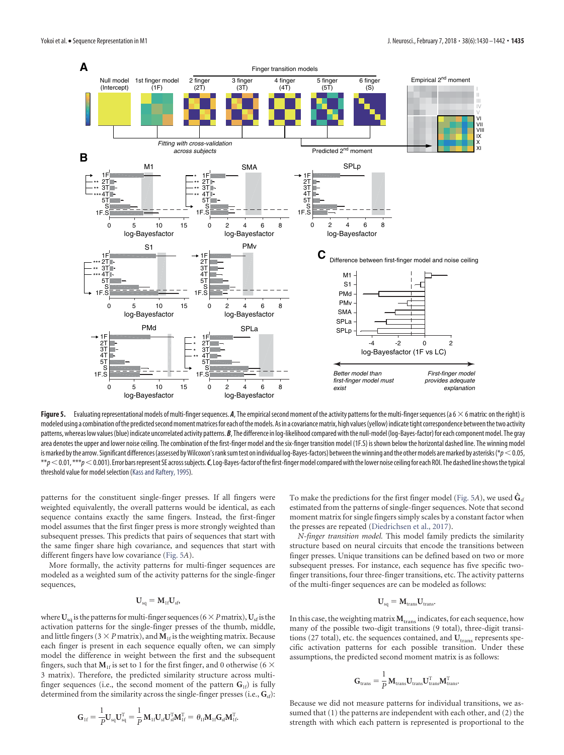**Figure 5.** Evaluating representational models of multi-finger sequences. ***A***, The empirical second moment of the activity patterns for the multi-finger sequences (a 6 × 6 matrix: on the right) is modeled using a combination of the predicted second moment matrices for each of the models. As in a covariance matrix, high values (yellow) indicate tight correspondence between the two activity patterns, whereas low values (blue) indicate uncorrelated activity patterns. ***B***, The difference in log-likelihood compared with the null-model (log-Bayes-factor) for each component model. The gray area denotes the upper and lower noise ceiling. The combination of the first-finger model and the six-finger transition model (1F.S) is shown below the horizontal dashed line. The winning model is marked by the arrow. Significant differences (assessed by Wilcoxon's rank sum test on individual log-Bayes-factors) between the winning and the other models are marked by asterisks (* $p < 0.05$, ** $p < 0.01$, *** $p < 0.001$). Error bars represent SE across subjects. ***C***, Log-Bayes-factor of the first-finger model compared with the lower noise ceiling for each ROI. The dashed line shows the typical threshold value for model selection (Kass and Raftery, 1995).

patterns for the constituent single-finger presses. If all fingers were weighted equivalently, the overall patterns would be identical, as each sequence contains exactly the same fingers. Instead, the first-finger model assumes that the first finger press is more strongly weighted than subsequent presses. This predicts that pairs of sequences that start with the same finger share high covariance, and sequences that start with different fingers have low covariance (Fig. 5*A*).

More formally, the activity patterns for multi-finger sequences are modeled as a weighted sum of the activity patterns for the single-finger sequences,

$$\mathbf{U}_{\mathrm{sq}} = \mathbf{M}_{\mathrm{1f}}\mathbf{U}_{\mathrm{sf}},$$

where $\mathbf{U}_{\mathrm{sq}}$ is the patterns for multi-finger sequences ($6 \times P$ matrix), $\mathbf{U}_{\mathrm{sf}}$ is the activation patterns for the single-finger presses of the thumb, middle, and little fingers ($3 \times P$ matrix), and $\mathbf{M}_{\mathrm{1f}}$ is the weighting matrix. Because each finger is present in each sequence equally often, we can simply model the difference in weight between the first and the subsequent fingers, such that $\mathbf{M}_{\mathrm{1f}}$ is set to 1 for the first finger, and 0 otherwise ($6 \times 3$ matrix). Therefore, the predicted similarity structure across multi-finger sequences (i.e., the second moment of the pattern $\mathbf{G}_{\mathrm{1f}}$) is fully determined from the similarity across the single-finger presses (i.e., $\mathbf{G}_{\mathrm{sf}}$):

$$\mathbf{G}_{\mathrm{1f}} = \frac{1}{P}\mathbf{U}_{\mathrm{sq}}\mathbf{U}_{\mathrm{sq}}^{\mathrm{T}} = \frac{1}{P}\mathbf{M}_{\mathrm{1f}}\mathbf{U}_{\mathrm{sf}}\mathbf{U}_{\mathrm{sf}}^{\mathrm{T}}\mathbf{M}_{\mathrm{1f}}^{\mathrm{T}} = \theta_{\mathrm{1f}}\mathbf{M}_{\mathrm{1f}}\mathbf{G}_{\mathrm{sf}}\mathbf{M}_{\mathrm{1f}}^{\mathrm{T}}.$$

To make the predictions for the first finger model (Fig. 5*A*), we used $\hat{\mathbf{G}}_{\mathrm{sf}}$ estimated from the patterns of single-finger sequences. Note that second moment matrix for single fingers simply scales by a constant factor when the presses are repeated (Diedrichsen et al., 2017).

*N-finger transition model.* This model family predicts the similarity structure based on neural circuits that encode the transitions between finger presses. Unique transitions can be defined based on two or more subsequent presses. For instance, each sequence has five specific two-finger transitions, four three-finger transitions, etc. The activity patterns of the multi-finger sequences are can be modeled as follows:

$$\mathbf{U}_{\mathrm{sq}} = \mathbf{M}_{\mathrm{trans}}\mathbf{U}_{\mathrm{trans}}.$$

In this case, the weighting matrix $\mathbf{M}_{\mathrm{trans}}$ indicates, for each sequence, how many of the possible two-digit transitions (9 total), three-digit transitions (27 total), etc. the sequences contained, and $\mathbf{U}_{\mathrm{trans}}$ represents specific activation patterns for each possible transition. Under these assumptions, the predicted second moment matrix is as follows:

$$\mathbf{G}_{\mathrm{trans}} = \frac{1}{P}\mathbf{M}_{\mathrm{trans}}\mathbf{U}_{\mathrm{trans}}\mathbf{U}_{\mathrm{trans}}^{\mathrm{T}}\mathbf{M}_{\mathrm{trans}}^{\mathrm{T}}.$$

Because we did not measure patterns for individual transitions, we assumed that (1) the patterns are independent with each other, and (2) the strength with which each pattern is represented is proportional to the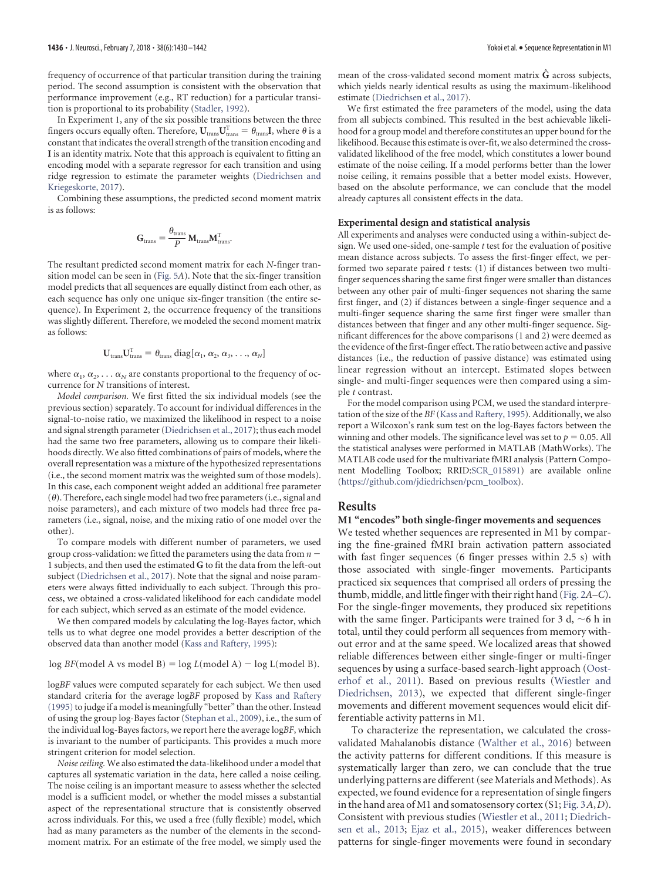frequency of occurrence of that particular transition during the training period. The second assumption is consistent with the observation that performance improvement (e.g., RT reduction) for a particular transition is proportional to its probability (Stadler, 1992).

In Experiment 1, any of the six possible transitions between the three fingers occurs equally often. Therefore, $\mathbf{U}_{\text{trans}}\mathbf{U}_{\text{trans}}^{\text{T}} = \theta_{\text{trans}}\mathbf{I}$, where $\theta$ is a constant that indicates the overall strength of the transition encoding and $\mathbf{I}$ is an identity matrix. Note that this approach is equivalent to fitting an encoding model with a separate regressor for each transition and using ridge regression to estimate the parameter weights (Diedrichsen and Kriegeskorte, 2017).

Combining these assumptions, the predicted second moment matrix is as follows:

$$\mathbf{G}_{\text{trans}} = \frac{\theta_{\text{trans}}}{P}\mathbf{M}_{\text{trans}}\mathbf{M}_{\text{trans}}^{\text{T}}.$$

The resultant predicted second moment matrix for each $N$-finger transition model can be seen in (Fig. 5*A*). Note that the six-finger transition model predicts that all sequences are equally distinct from each other, as each sequence has only one unique six-finger transition (the entire sequence). In Experiment 2, the occurrence frequency of the transitions was slightly different. Therefore, we modeled the second moment matrix as follows:

$$\mathbf{U}_{\text{trans}}\mathbf{U}_{\text{trans}}^{\text{T}} = \theta_{\text{trans}}\,\text{diag}[\alpha_1, \alpha_2, \alpha_3, \ldots, \alpha_N]$$

where $\alpha_1, \alpha_2, \ldots \alpha_N$ are constants proportional to the frequency of occurrence for $N$ transitions of interest.

*Model comparison.* We first fitted the six individual models (see the previous section) separately. To account for individual differences in the signal-to-noise ratio, we maximized the likelihood in respect to a noise and signal strength parameter (Diedrichsen et al., 2017); thus each model had the same two free parameters, allowing us to compare their likelihoods directly. We also fitted combinations of pairs of models, where the overall representation was a mixture of the hypothesized representations (i.e., the second moment matrix was the weighted sum of those models). In this case, each component weight added an additional free parameter ($\theta$). Therefore, each single model had two free parameters (i.e., signal and noise parameters), and each mixture of two models had three free parameters (i.e., signal, noise, and the mixing ratio of one model over the other).

To compare models with different number of parameters, we used group cross-validation: we fitted the parameters using the data from $n - 1$ subjects, and then used the estimated $\mathbf{G}$ to fit the data from the left-out subject (Diedrichsen et al., 2017). Note that the signal and noise parameters were always fitted individually to each subject. Through this process, we obtained a cross-validated likelihood for each candidate model for each subject, which served as an estimate of the model evidence.

We then compared models by calculating the log-Bayes factor, which tells us to what degree one model provides a better description of the observed data than another model (Kass and Raftery, 1995):

$$\log BF(\text{model A vs model B}) = \log L(\text{model A}) - \log L(\text{model B}).$$

log*BF* values were computed separately for each subject. We then used standard criteria for the average log*BF* proposed by Kass and Raftery (1995) to judge if a model is meaningfully "better" than the other. Instead of using the group log-Bayes factor (Stephan et al., 2009), i.e., the sum of the individual log-Bayes factors, we report here the average log*BF*, which is invariant to the number of participants. This provides a much more stringent criterion for model selection.

*Noise ceiling.* We also estimated the data-likelihood under a model that captures all systematic variation in the data, here called a noise ceiling. The noise ceiling is an important measure to assess whether the selected model is a sufficient model, or whether the model misses a substantial aspect of the representational structure that is consistently observed across individuals. For this, we used a free (fully flexible) model, which had as many parameters as the number of the elements in the second-moment matrix. For an estimate of the free model, we simply used the mean of the cross-validated second moment matrix $\hat{\mathbf{G}}$ across subjects, which yields nearly identical results as using the maximum-likelihood estimate (Diedrichsen et al., 2017).

We first estimated the free parameters of the model, using the data from all subjects combined. This resulted in the best achievable likelihood for a group model and therefore constitutes an upper bound for the likelihood. Because this estimate is over-fit, we also determined the cross-validated likelihood of the free model, which constitutes a lower bound estimate of the noise ceiling. If a model performs better than the lower noise ceiling, it remains possible that a better model exists. However, based on the absolute performance, we can conclude that the model already captures all consistent effects in the data.

### Experimental design and statistical analysis

All experiments and analyses were conducted using a within-subject design. We used one-sided, one-sample $t$ test for the evaluation of positive mean distance across subjects. To assess the first-finger effect, we performed two separate paired $t$ tests: (1) if distances between two multi-finger sequences sharing the same first finger were smaller than distances between any other pair of multi-finger sequences not sharing the same first finger, and (2) if distances between a single-finger sequence and a multi-finger sequence sharing the same first finger were smaller than distances between that finger and any other multi-finger sequence. Significant differences for the above comparisons (1 and 2) were deemed as the evidence of the first-finger effect. The ratio between active and passive distances (i.e., the reduction of passive distance) was estimated using linear regression without an intercept. Estimated slopes between single- and multi-finger sequences were then compared using a simple $t$ contrast.

For the model comparison using PCM, we used the standard interpretation of the size of the *BF* (Kass and Raftery, 1995). Additionally, we also report a Wilcoxon's rank sum test on the log-Bayes factors between the winning and other models. The significance level was set to $p = 0.05$. All the statistical analyses were performed in MATLAB (MathWorks). The MATLAB code used for the multivariate fMRI analysis (Pattern Component Modelling Toolbox; RRID:SCR_015891) are available online (https://github.com/jdiedrichsen/pcm_toolbox).

## Results

### M1 "encodes" both single-finger movements and sequences

We tested whether sequences are represented in M1 by comparing the fine-grained fMRI brain activation pattern associated with fast finger sequences (6 finger presses within 2.5 s) with those associated with single-finger movements. Participants practiced six sequences that comprised all orders of pressing the thumb, middle, and little finger with their right hand (Fig. 2*A*–*C*). For the single-finger movements, they produced six repetitions with the same finger. Participants were trained for 3 d, ~6 h in total, until they could perform all sequences from memory without error and at the same speed. We localized areas that showed reliable differences between either single-finger or multi-finger sequences by using a surface-based search-light approach (Oosterhof et al., 2011). Based on previous results (Wiestler and Diedrichsen, 2013), we expected that different single-finger movements and different movement sequences would elicit differentiable activity patterns in M1.

To characterize the representation, we calculated the cross-validated Mahalanobis distance (Walther et al., 2016) between the activity patterns for different conditions. If this measure is systematically larger than zero, we can conclude that the true underlying patterns are different (see Materials and Methods). As expected, we found evidence for a representation of single fingers in the hand area of M1 and somatosensory cortex (S1; Fig. 3*A*,*D*). Consistent with previous studies (Wiestler et al., 2011; Diedrichsen et al., 2013; Ejaz et al., 2015), weaker differences between patterns for single-finger movements were found in secondary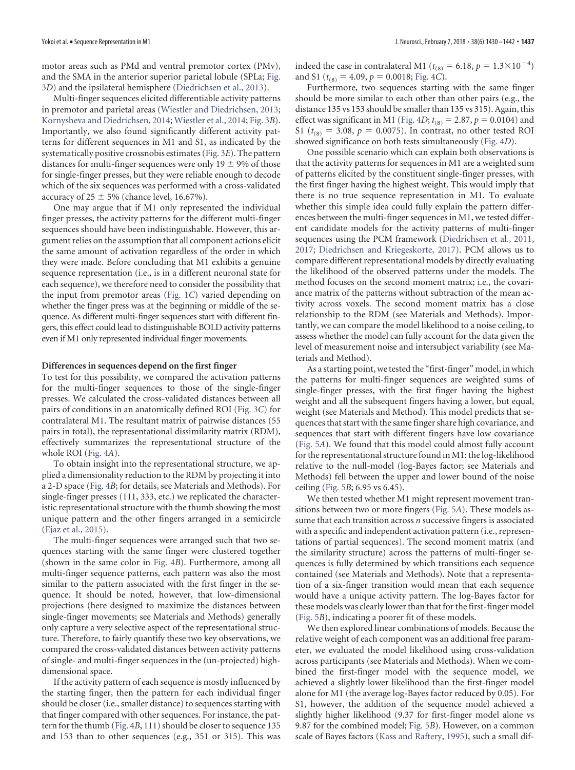motor areas such as PMd and ventral premotor cortex (PMv), and the SMA in the anterior superior parietal lobule (SPLa; Fig. 3D) and the ipsilateral hemisphere (Diedrichsen et al., 2013).

Multi-finger sequences elicited differentiable activity patterns in premotor and parietal areas (Wiestler and Diedrichsen, 2013; Kornysheva and Diedrichsen, 2014; Wiestler et al., 2014; Fig. 3B). Importantly, we also found significantly different activity patterns for different sequences in M1 and S1, as indicated by the systematically positive crossnobis estimates (Fig. 3E). The pattern distances for multi-finger sequences were only 19 ± 9% of those for single-finger presses, but they were reliable enough to decode which of the six sequences was performed with a cross-validated accuracy of 25 ± 5% (chance level, 16.67%).

One may argue that if M1 only represented the individual finger presses, the activity patterns for the different multi-finger sequences should have been indistinguishable. However, this argument relies on the assumption that all component actions elicit the same amount of activation regardless of the order in which they were made. Before concluding that M1 exhibits a genuine sequence representation (i.e., is in a different neuronal state for each sequence), we therefore need to consider the possibility that the input from premotor areas (Fig. 1C) varied depending on whether the finger press was at the beginning or middle of the sequence. As different multi-finger sequences start with different fingers, this effect could lead to distinguishable BOLD activity patterns even if M1 only represented individual finger movements.

## Differences in sequences depend on the first finger

To test for this possibility, we compared the activation patterns for the multi-finger sequences to those of the single-finger presses. We calculated the cross-validated distances between all pairs of conditions in an anatomically defined ROI (Fig. 3C) for contralateral M1. The resultant matrix of pairwise distances (55 pairs in total), the representational dissimilarity matrix (RDM), effectively summarizes the representational structure of the whole ROI (Fig. 4A).

To obtain insight into the representational structure, we applied a dimensionality reduction to the RDM by projecting it into a 2-D space (Fig. 4B; for details, see Materials and Methods). For single-finger presses (111, 333, etc.) we replicated the characteristic representational structure with the thumb showing the most unique pattern and the other fingers arranged in a semicircle (Ejaz et al., 2015).

The multi-finger sequences were arranged such that two sequences starting with the same finger were clustered together (shown in the same color in Fig. 4B). Furthermore, among all multi-finger sequence patterns, each pattern was also the most similar to the pattern associated with the first finger in the sequence. It should be noted, however, that low-dimensional projections (here designed to maximize the distances between single-finger movements; see Materials and Methods) generally only capture a very selective aspect of the representational structure. Therefore, to fairly quantify these two key observations, we compared the cross-validated distances between activity patterns of single- and multi-finger sequences in the (un-projected) high-dimensional space.

If the activity pattern of each sequence is mostly influenced by the starting finger, then the pattern for each individual finger should be closer (i.e., smaller distance) to sequences starting with that finger compared with other sequences. For instance, the pattern for the thumb (Fig. 4B, 111) should be closer to sequence 135 and 153 than to other sequences (e.g., 351 or 315). This was indeed the case in contralateral M1 ($t_{(8)} = 6.18$, $p = 1.3{\times}10^{-4}$) and S1 ($t_{(8)} = 4.09$, $p = 0.0018$; Fig. 4C).

Furthermore, two sequences starting with the same finger should be more similar to each other than other pairs (e.g., the distance 135 vs 153 should be smaller than 135 vs 315). Again, this effect was significant in M1 (Fig. 4D; $t_{(8)} = 2.87$, $p = 0.0104$) and S1 ($t_{(8)} = 3.08$, $p = 0.0075$). In contrast, no other tested ROI showed significance on both tests simultaneously (Fig. 4D).

One possible scenario which can explain both observations is that the activity patterns for sequences in M1 are a weighted sum of patterns elicited by the constituent single-finger presses, with the first finger having the highest weight. This would imply that there is no true sequence representation in M1. To evaluate whether this simple idea could fully explain the pattern differences between the multi-finger sequences in M1, we tested different candidate models for the activity patterns of multi-finger sequences using the PCM framework (Diedrichsen et al., 2011, 2017; Diedrichsen and Kriegeskorte, 2017). PCM allows us to compare different representational models by directly evaluating the likelihood of the observed patterns under the models. The method focuses on the second moment matrix; i.e., the covariance matrix of the patterns without subtraction of the mean activity across voxels. The second moment matrix has a close relationship to the RDM (see Materials and Methods). Importantly, we can compare the model likelihood to a noise ceiling, to assess whether the model can fully account for the data given the level of measurement noise and intersubject variability (see Materials and Method).

As a starting point, we tested the "first-finger" model, in which the patterns for multi-finger sequences are weighted sums of single-finger presses, with the first finger having the highest weight and all the subsequent fingers having a lower, but equal, weight (see Materials and Method). This model predicts that sequences that start with the same finger share high covariance, and sequences that start with different fingers have low covariance (Fig. 5A). We found that this model could almost fully account for the representational structure found in M1: the log-likelihood relative to the null-model (log-Bayes factor; see Materials and Methods) fell between the upper and lower bound of the noise ceiling (Fig. 5B; 6.95 vs 6.45).

We then tested whether M1 might represent movement transitions between two or more fingers (Fig. 5A). These models assume that each transition across $n$ successive fingers is associated with a specific and independent activation pattern (i.e., representations of partial sequences). The second moment matrix (and the similarity structure) across the patterns of multi-finger sequences is fully determined by which transitions each sequence contained (see Materials and Methods). Note that a representation of a six-finger transition would mean that each sequence would have a unique activity pattern. The log-Bayes factor for these models was clearly lower than that for the first-finger model (Fig. 5B), indicating a poorer fit of these models.

We then explored linear combinations of models. Because the relative weight of each component was an additional free parameter, we evaluated the model likelihood using cross-validation across participants (see Materials and Methods). When we combined the first-finger model with the sequence model, we achieved a slightly lower likelihood than the first-finger model alone for M1 (the average log-Bayes factor reduced by 0.05). For S1, however, the addition of the sequence model achieved a slightly higher likelihood (9.37 for first-finger model alone vs 9.87 for the combined model; Fig. 5B). However, on a common scale of Bayes factors (Kass and Raftery, 1995), such a small dif-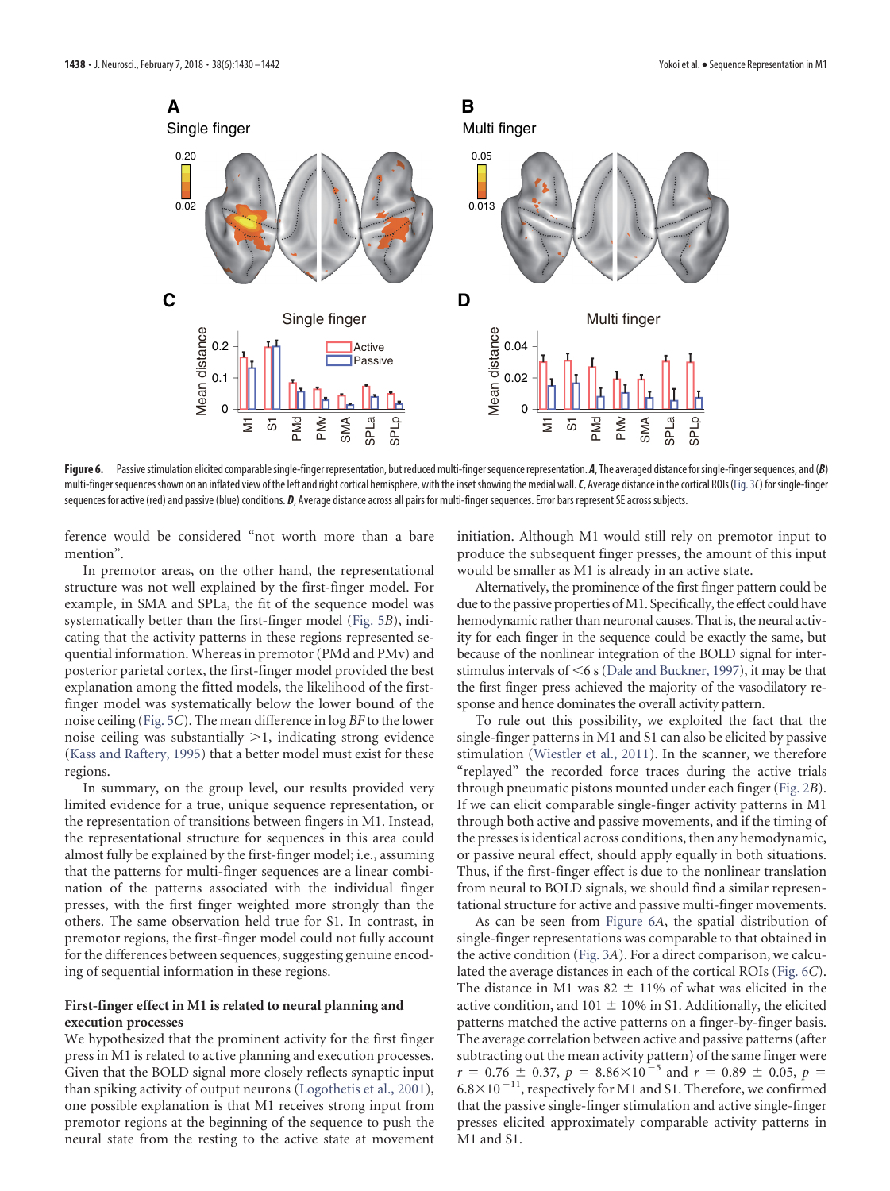A

Single finger

0.20

0.02

B

Multi finger

0.05

0.013

C

Single finger

Mean distance

0.2

0.1

0

Active

Passive

M1 S1 PMd PMv SMA SPLa SPLp

D

Multi finger

Mean distance

0.04

0.02

0

M1 S1 PMd PMv SMA SPLa SPLp

**Figure 6.** Passive stimulation elicited comparable single-finger representation, but reduced multi-finger sequence representation. ***A***, The averaged distance for single-finger sequences, and (***B***) multi-finger sequences shown on an inflated view of the left and right cortical hemisphere, with the inset showing the medial wall. ***C***, Average distance in the cortical ROIs (Fig. 3*C*) for single-finger sequences for active (red) and passive (blue) conditions. ***D***, Average distance across all pairs for multi-finger sequences. Error bars represent SE across subjects.

ference would be considered "not worth more than a bare mention".

In premotor areas, on the other hand, the representational structure was not well explained by the first-finger model. For example, in SMA and SPLa, the fit of the sequence model was systematically better than the first-finger model (Fig. 5*B*), indicating that the activity patterns in these regions represented sequential information. Whereas in premotor (PMd and PMv) and posterior parietal cortex, the first-finger model provided the best explanation among the fitted models, the likelihood of the first-finger model was systematically below the lower bound of the noise ceiling (Fig. 5*C*). The mean difference in log *BF* to the lower noise ceiling was substantially >1, indicating strong evidence (Kass and Raftery, 1995) that a better model must exist for these regions.

In summary, on the group level, our results provided very limited evidence for a true, unique sequence representation, or the representation of transitions between fingers in M1. Instead, the representational structure for sequences in this area could almost fully be explained by the first-finger model; i.e., assuming that the patterns for multi-finger sequences are a linear combination of the patterns associated with the individual finger presses, with the first finger weighted more strongly than the others. The same observation held true for S1. In contrast, in premotor regions, the first-finger model could not fully account for the differences between sequences, suggesting genuine encoding of sequential information in these regions.

### First-finger effect in M1 is related to neural planning and execution processes

We hypothesized that the prominent activity for the first finger press in M1 is related to active planning and execution processes. Given that the BOLD signal more closely reflects synaptic input than spiking activity of output neurons (Logothetis et al., 2001), one possible explanation is that M1 receives strong input from premotor regions at the beginning of the sequence to push the neural state from the resting to the active state at movement initiation. Although M1 would still rely on premotor input to produce the subsequent finger presses, the amount of this input would be smaller as M1 is already in an active state.

Alternatively, the prominence of the first finger pattern could be due to the passive properties of M1. Specifically, the effect could have hemodynamic rather than neuronal causes. That is, the neural activity for each finger in the sequence could be exactly the same, but because of the nonlinear integration of the BOLD signal for interstimulus intervals of <6 s (Dale and Buckner, 1997), it may be that the first finger press achieved the majority of the vasodilatory response and hence dominates the overall activity pattern.

To rule out this possibility, we exploited the fact that the single-finger patterns in M1 and S1 can also be elicited by passive stimulation (Wiestler et al., 2011). In the scanner, we therefore "replayed" the recorded force traces during the active trials through pneumatic pistons mounted under each finger (Fig. 2*B*). If we can elicit comparable single-finger activity patterns in M1 through both active and passive movements, and if the timing of the presses is identical across conditions, then any hemodynamic, or passive neural effect, should apply equally in both situations. Thus, if the first-finger effect is due to the nonlinear translation from neural to BOLD signals, we should find a similar representational structure for active and passive multi-finger movements.

As can be seen from Figure 6*A*, the spatial distribution of single-finger representations was comparable to that obtained in the active condition (Fig. 3*A*). For a direct comparison, we calculated the average distances in each of the cortical ROIs (Fig. 6*C*). The distance in M1 was 82 ± 11% of what was elicited in the active condition, and 101 ± 10% in S1. Additionally, the elicited patterns matched the active patterns on a finger-by-finger basis. The average correlation between active and passive patterns (after subtracting out the mean activity pattern) of the same finger were $r = 0.76 \pm 0.37$, $p = 8.86 \times 10^{-5}$ and $r = 0.89 \pm 0.05$, $p = 6.8 \times 10^{-11}$, respectively for M1 and S1. Therefore, we confirmed that the passive single-finger stimulation and active single-finger presses elicited approximately comparable activity patterns in M1 and S1.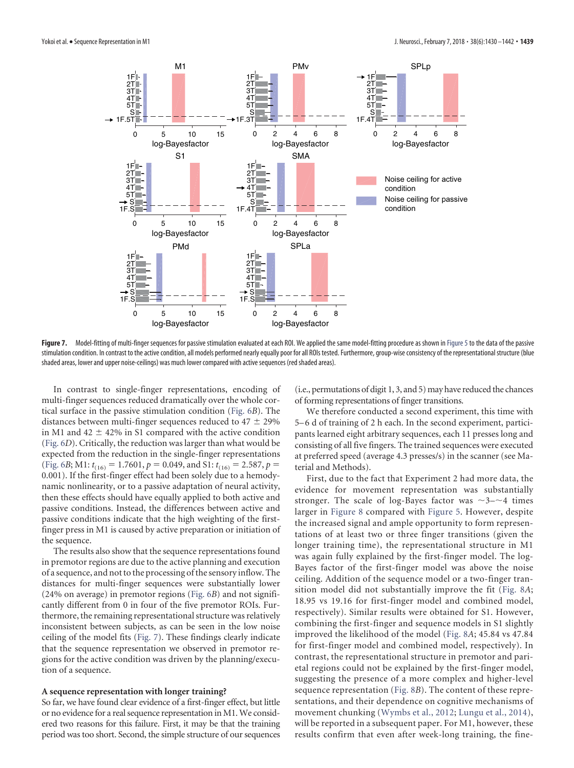M1

1F
2T
3T
4T
5T
S
→ 1F.5T

0 5 10 15

log-Bayesfactor

PMv

1F
2T
3T
4T
5T
S
→1F.3T

0 2 4 6 8

log-Bayesfactor

SPLp

→ 1F
2T
3T
4T
5T
S
1F.4T

0 2 4 6 8

log-Bayesfactor

S1

1F
2T
3T
4T
5T
→ S
1F.S

0 5 10 15

log-Bayesfactor

SMA

1F
2T
3T
→ 4T
5T
S
1F.4T

0 2 4 6 8

log-Bayesfactor

Noise ceiling for active condition

Noise ceiling for passive condition

PMd

1F
2T
3T
4T
5T
→ S
1F.S

0 5 10 15

log-Bayesfactor

SPLa

1F
2T
3T
4T
5T
→ S
1F.S

0 2 4 6 8

log-Bayesfactor

**Figure 7.** Model-fitting of multi-finger sequences for passive stimulation evaluated at each ROI. We applied the same model-fitting procedure as shown in Figure 5 to the data of the passive stimulation condition. In contrast to the active condition, all models performed nearly equally poor for all ROIs tested. Furthermore, group-wise consistency of the representational structure (blue shaded areas, lower and upper noise-ceilings) was much lower compared with active sequences (red shaded areas).

In contrast to single-finger representations, encoding of multi-finger sequences reduced dramatically over the whole cortical surface in the passive stimulation condition (Fig. 6B). The distances between multi-finger sequences reduced to 47 ± 29% in M1 and 42 ± 42% in S1 compared with the active condition (Fig. 6D). Critically, the reduction was larger than what would be expected from the reduction in the single-finger representations (Fig. 6B; M1: $t_{(16)} = 1.7601$, $p = 0.049$, and S1: $t_{(16)} = 2.587$, $p = 0.001$). If the first-finger effect had been solely due to a hemodynamic nonlinearity, or to a passive adaptation of neural activity, then these effects should have equally applied to both active and passive conditions. Instead, the differences between active and passive conditions indicate that the high weighting of the first-finger press in M1 is caused by active preparation or initiation of the sequence.

The results also show that the sequence representations found in premotor regions are due to the active planning and execution of a sequence, and not to the processing of the sensory inflow. The distances for multi-finger sequences were substantially lower (24% on average) in premotor regions (Fig. 6B) and not significantly different from 0 in four of the five premotor ROIs. Furthermore, the remaining representational structure was relatively inconsistent between subjects, as can be seen in the low noise ceiling of the model fits (Fig. 7). These findings clearly indicate that the sequence representation we observed in premotor regions for the active condition was driven by the planning/execution of a sequence.

### A sequence representation with longer training?

So far, we have found clear evidence of a first-finger effect, but little or no evidence for a real sequence representation in M1. We considered two reasons for this failure. First, it may be that the training period was too short. Second, the simple structure of our sequences (i.e., permutations of digit 1, 3, and 5) may have reduced the chances of forming representations of finger transitions.

We therefore conducted a second experiment, this time with 5–6 d of training of 2 h each. In the second experiment, participants learned eight arbitrary sequences, each 11 presses long and consisting of all five fingers. The trained sequences were executed at preferred speed (average 4.3 presses/s) in the scanner (see Material and Methods).

First, due to the fact that Experiment 2 had more data, the evidence for movement representation was substantially stronger. The scale of log-Bayes factor was ∼3–∼4 times larger in Figure 8 compared with Figure 5. However, despite the increased signal and ample opportunity to form representations of at least two or three finger transitions (given the longer training time), the representational structure in M1 was again fully explained by the first-finger model. The log-Bayes factor of the first-finger model was above the noise ceiling. Addition of the sequence model or a two-finger transition model did not substantially improve the fit (Fig. 8A; 18.95 vs 19.16 for first-finger model and combined model, respectively). Similar results were obtained for S1. However, combining the first-finger and sequence models in S1 slightly improved the likelihood of the model (Fig. 8A; 45.84 vs 47.84 for first-finger model and combined model, respectively). In contrast, the representational structure in premotor and parietal regions could not be explained by the first-finger model, suggesting the presence of a more complex and higher-level sequence representation (Fig. 8B). The content of these representations, and their dependence on cognitive mechanisms of movement chunking (Wymbs et al., 2012; Lungu et al., 2014), will be reported in a subsequent paper. For M1, however, these results confirm that even after week-long training, the fine-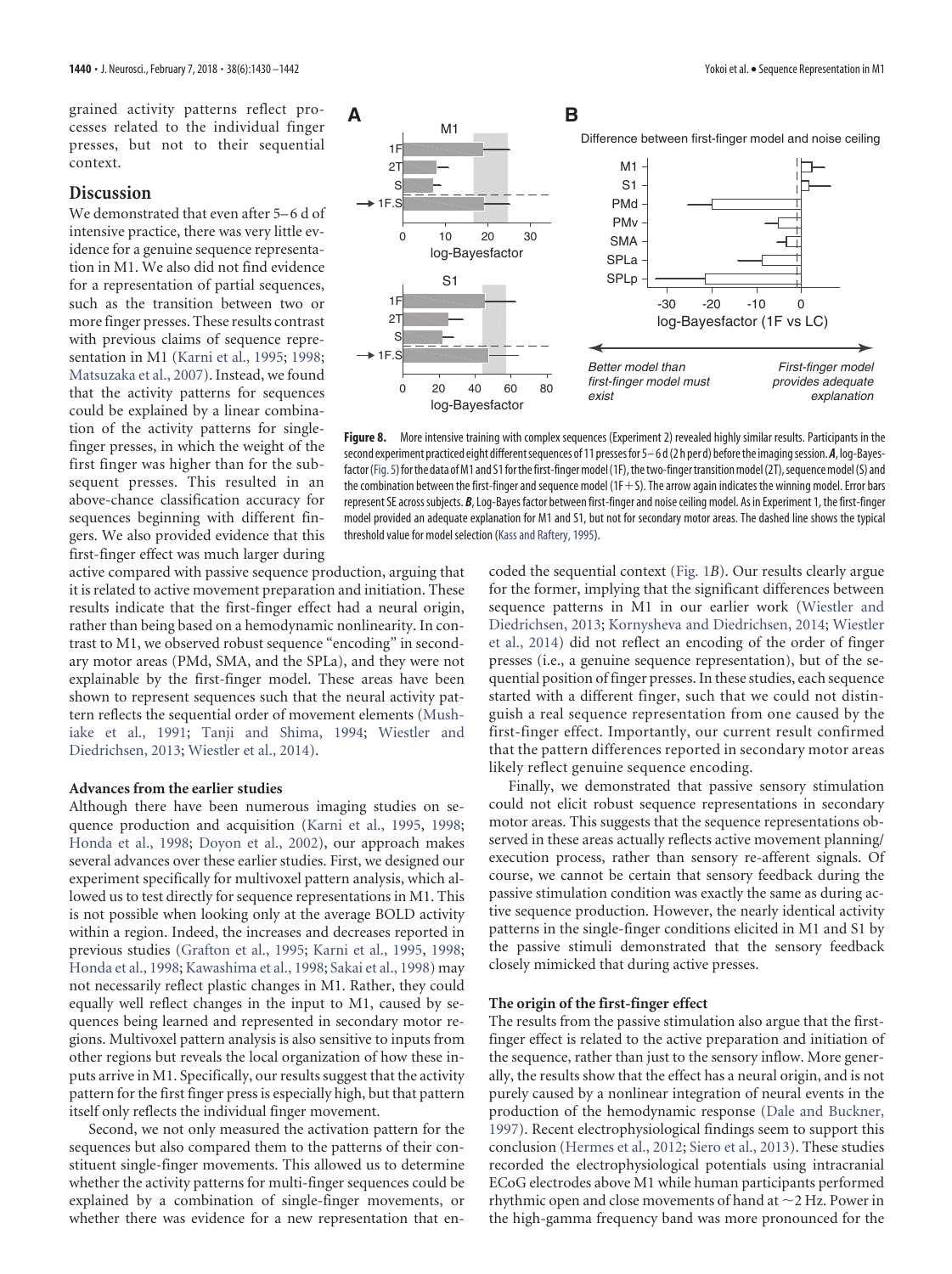grained activity patterns reflect processes related to the individual finger presses, but not to their sequential context.

## Discussion

We demonstrated that even after 5–6 d of intensive practice, there was very little evidence for a genuine sequence representation in M1. We also did not find evidence for a representation of partial sequences, such as the transition between two or more finger presses. These results contrast with previous claims of sequence representation in M1 (Karni et al., 1995; 1998; Matsuzaka et al., 2007). Instead, we found that the activity patterns for sequences could be explained by a linear combination of the activity patterns for single-finger presses, in which the weight of the first finger was higher than for the subsequent presses. This resulted in an above-chance classification accuracy for sequences beginning with different fingers. We also provided evidence that this first-finger effect was much larger during active compared with passive sequence production, arguing that it is related to active movement preparation and initiation. These results indicate that the first-finger effect had a neural origin, rather than being based on a hemodynamic nonlinearity. In contrast to M1, we observed robust sequence "encoding" in secondary motor areas (PMd, SMA, and the SPLa), and they were not explainable by the first-finger model. These areas have been shown to represent sequences such that the neural activity pattern reflects the sequential order of movement elements (Mushiake et al., 1991; Tanji and Shima, 1994; Wiestler and Diedrichsen, 2013; Wiestler et al., 2014).

A

M1

1F
2T
S
→ 1F.S

0 10 20 30
log-Bayesfactor

S1

1F
2T
S
→ 1F.S

0 20 40 60 80
log-Bayesfactor

B

Difference between first-finger model and noise ceiling

M1
S1
PMd
PMv
SMA
SPLa
SPLp

-30 -20 -10 0
log-Bayesfactor (1F vs LC)

Better model than first-finger model must exist

First-finger model provides adequate explanation

**Figure 8.** More intensive training with complex sequences (Experiment 2) revealed highly similar results. Participants in the second experiment practiced eight different sequences of 11 presses for 5–6 d (2 h per d) before the imaging session. ***A***, log-Bayes-factor (Fig. 5) for the data of M1 and S1 for the first-finger model (1F), the two-finger transition model (2T), sequence model (S) and the combination between the first-finger and sequence model (1F+S). The arrow again indicates the winning model. Error bars represent SE across subjects. ***B***, Log-Bayes factor between first-finger and noise ceiling model. As in Experiment 1, the first-finger model provided an adequate explanation for M1 and S1, but not for secondary motor areas. The dashed line shows the typical threshold value for model selection (Kass and Raftery, 1995).

### Advances from the earlier studies

Although there have been numerous imaging studies on sequence production and acquisition (Karni et al., 1995, 1998; Honda et al., 1998; Doyon et al., 2002), our approach makes several advances over these earlier studies. First, we designed our experiment specifically for multivoxel pattern analysis, which allowed us to test directly for sequence representations in M1. This is not possible when looking only at the average BOLD activity within a region. Indeed, the increases and decreases reported in previous studies (Grafton et al., 1995; Karni et al., 1995, 1998; Honda et al., 1998; Kawashima et al., 1998; Sakai et al., 1998) may not necessarily reflect plastic changes in M1. Rather, they could equally well reflect changes in the input to M1, caused by sequences being learned and represented in secondary motor regions. Multivoxel pattern analysis is also sensitive to inputs from other regions but reveals the local organization of how these inputs arrive in M1. Specifically, our results suggest that the activity pattern for the first finger press is especially high, but that pattern itself only reflects the individual finger movement.

Second, we not only measured the activation pattern for the sequences but also compared them to the patterns of their constituent single-finger movements. This allowed us to determine whether the activity patterns for multi-finger sequences could be explained by a combination of single-finger movements, or whether there was evidence for a new representation that encoded the sequential context (Fig. 1*B*). Our results clearly argue for the former, implying that the significant differences between sequence patterns in M1 in our earlier work (Wiestler and Diedrichsen, 2013; Kornysheva and Diedrichsen, 2014; Wiestler et al., 2014) did not reflect an encoding of the order of finger presses (i.e., a genuine sequence representation), but of the sequential position of finger presses. In these studies, each sequence started with a different finger, such that we could not distinguish a real sequence representation from one caused by the first-finger effect. Importantly, our current result confirmed that the pattern differences reported in secondary motor areas likely reflect genuine sequence encoding.

Finally, we demonstrated that passive sensory stimulation could not elicit robust sequence representations in secondary motor areas. This suggests that the sequence representations observed in these areas actually reflects active movement planning/execution process, rather than sensory re-afferent signals. Of course, we cannot be certain that sensory feedback during the passive stimulation condition was exactly the same as during active sequence production. However, the nearly identical activity patterns in the single-finger conditions elicited in M1 and S1 by the passive stimuli demonstrated that the sensory feedback closely mimicked that during active presses.

### The origin of the first-finger effect

The results from the passive stimulation also argue that the first-finger effect is related to the active preparation and initiation of the sequence, rather than just to the sensory inflow. More generally, the results show that the effect has a neural origin, and is not purely caused by a nonlinear integration of neural events in the production of the hemodynamic response (Dale and Buckner, 1997). Recent electrophysiological findings seem to support this conclusion (Hermes et al., 2012; Siero et al., 2013). These studies recorded the electrophysiological potentials using intracranial ECoG electrodes above M1 while human participants performed rhythmic open and close movements of hand at ~2 Hz. Power in the high-gamma frequency band was more pronounced for the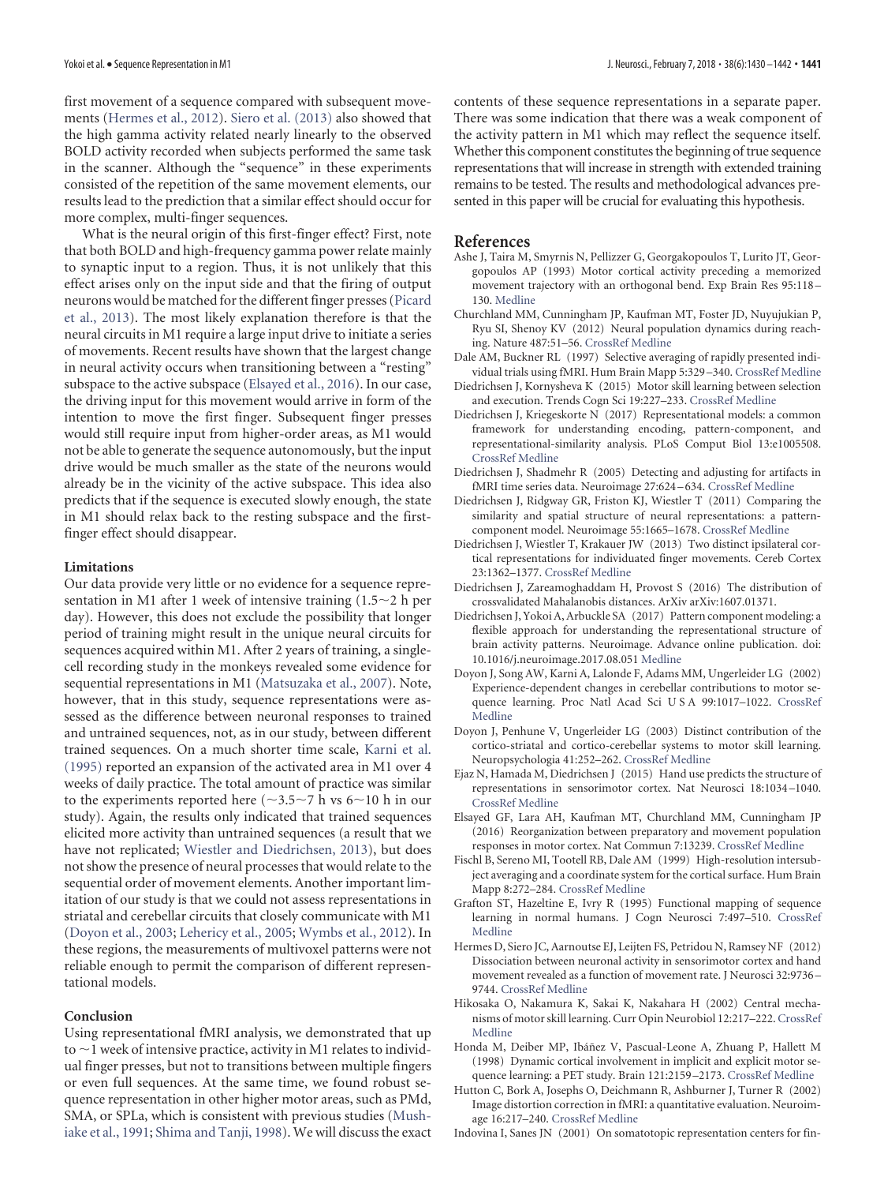first movement of a sequence compared with subsequent movements (Hermes et al., 2012). Siero et al. (2013) also showed that the high gamma activity related nearly linearly to the observed BOLD activity recorded when subjects performed the same task in the scanner. Although the "sequence" in these experiments consisted of the repetition of the same movement elements, our results lead to the prediction that a similar effect should occur for more complex, multi-finger sequences.

What is the neural origin of this first-finger effect? First, note that both BOLD and high-frequency gamma power relate mainly to synaptic input to a region. Thus, it is not unlikely that this effect arises only on the input side and that the firing of output neurons would be matched for the different finger presses (Picard et al., 2013). The most likely explanation therefore is that the neural circuits in M1 require a large input drive to initiate a series of movements. Recent results have shown that the largest change in neural activity occurs when transitioning between a "resting" subspace to the active subspace (Elsayed et al., 2016). In our case, the driving input for this movement would arrive in form of the intention to move the first finger. Subsequent finger presses would still require input from higher-order areas, as M1 would not be able to generate the sequence autonomously, but the input drive would be much smaller as the state of the neurons would already be in the vicinity of the active subspace. This idea also predicts that if the sequence is executed slowly enough, the state in M1 should relax back to the resting subspace and the first-finger effect should disappear.

### Limitations

Our data provide very little or no evidence for a sequence representation in M1 after 1 week of intensive training (1.5~2 h per day). However, this does not exclude the possibility that longer period of training might result in the unique neural circuits for sequences acquired within M1. After 2 years of training, a single-cell recording study in the monkeys revealed some evidence for sequential representations in M1 (Matsuzaka et al., 2007). Note, however, that in this study, sequence representations were assessed as the difference between neuronal responses to trained and untrained sequences, not, as in our study, between different trained sequences. On a much shorter time scale, Karni et al. (1995) reported an expansion of the activated area in M1 over 4 weeks of daily practice. The total amount of practice was similar to the experiments reported here (~3.5~7 h vs 6~10 h in our study). Again, the results only indicated that trained sequences elicited more activity than untrained sequences (a result that we have not replicated; Wiestler and Diedrichsen, 2013), but does not show the presence of neural processes that would relate to the sequential order of movement elements. Another important limitation of our study is that we could not assess representations in striatal and cerebellar circuits that closely communicate with M1 (Doyon et al., 2003; Lehericy et al., 2005; Wymbs et al., 2012). In these regions, the measurements of multivoxel patterns were not reliable enough to permit the comparison of different representational models.

### Conclusion

Using representational fMRI analysis, we demonstrated that up to ~1 week of intensive practice, activity in M1 relates to individual finger presses, but not to transitions between multiple fingers or even full sequences. At the same time, we found robust sequence representation in other higher motor areas, such as PMd, SMA, or SPLa, which is consistent with previous studies (Mushiake et al., 1991; Shima and Tanji, 1998). We will discuss the exact contents of these sequence representations in a separate paper. There was some indication that there was a weak component of the activity pattern in M1 which may reflect the sequence itself. Whether this component constitutes the beginning of true sequence representations that will increase in strength with extended training remains to be tested. The results and methodological advances presented in this paper will be crucial for evaluating this hypothesis.

## References

Ashe J, Taira M, Smyrnis N, Pellizzer G, Georgakopoulos T, Lurito JT, Georgopoulos AP (1993) Motor cortical activity preceding a memorized movement trajectory with an orthogonal bend. Exp Brain Res 95:118–130. Medline

Churchland MM, Cunningham JP, Kaufman MT, Foster JD, Nuyujukian P, Ryu SI, Shenoy KV (2012) Neural population dynamics during reaching. Nature 487:51–56. CrossRef Medline

Dale AM, Buckner RL (1997) Selective averaging of rapidly presented individual trials using fMRI. Hum Brain Mapp 5:329–340. CrossRef Medline

Diedrichsen J, Kornysheva K (2015) Motor skill learning between selection and execution. Trends Cogn Sci 19:227–233. CrossRef Medline

Diedrichsen J, Kriegeskorte N (2017) Representational models: a common framework for understanding encoding, pattern-component, and representational-similarity analysis. PLoS Comput Biol 13:e1005508. CrossRef Medline

Diedrichsen J, Shadmehr R (2005) Detecting and adjusting for artifacts in fMRI time series data. Neuroimage 27:624–634. CrossRef Medline

Diedrichsen J, Ridgway GR, Friston KJ, Wiestler T (2011) Comparing the similarity and spatial structure of neural representations: a pattern-component model. Neuroimage 55:1665–1678. CrossRef Medline

Diedrichsen J, Wiestler T, Krakauer JW (2013) Two distinct ipsilateral cortical representations for individuated finger movements. Cereb Cortex 23:1362–1377. CrossRef Medline

Diedrichsen J, Zareamoghaddam H, Provost S (2016) The distribution of crossvalidated Mahalanobis distances. ArXiv arXiv:1607.01371.

Diedrichsen J, Yokoi A, Arbuckle SA (2017) Pattern component modeling: a flexible approach for understanding the representational structure of brain activity patterns. Neuroimage. Advance online publication. doi: 10.1016/j.neuroimage.2017.08.051 Medline

Doyon J, Song AW, Karni A, Lalonde F, Adams MM, Ungerleider LG (2002) Experience-dependent changes in cerebellar contributions to motor sequence learning. Proc Natl Acad Sci U S A 99:1017–1022. CrossRef Medline

Doyon J, Penhune V, Ungerleider LG (2003) Distinct contribution of the cortico-striatal and cortico-cerebellar systems to motor skill learning. Neuropsychologia 41:252–262. CrossRef Medline

Ejaz N, Hamada M, Diedrichsen J (2015) Hand use predicts the structure of representations in sensorimotor cortex. Nat Neurosci 18:1034–1040. CrossRef Medline

Elsayed GF, Lara AH, Kaufman MT, Churchland MM, Cunningham JP (2016) Reorganization between preparatory and movement population responses in motor cortex. Nat Commun 7:13239. CrossRef Medline

Fischl B, Sereno MI, Tootell RB, Dale AM (1999) High-resolution intersubject averaging and a coordinate system for the cortical surface. Hum Brain Mapp 8:272–284. CrossRef Medline

Grafton ST, Hazeltine E, Ivry R (1995) Functional mapping of sequence learning in normal humans. J Cogn Neurosci 7:497–510. CrossRef Medline

Hermes D, Siero JC, Aarnoutse EJ, Leijten FS, Petridou N, Ramsey NF (2012) Dissociation between neuronal activity in sensorimotor cortex and hand movement revealed as a function of movement rate. J Neurosci 32:9736–9744. CrossRef Medline

Hikosaka O, Nakamura K, Sakai K, Nakahara H (2002) Central mechanisms of motor skill learning. Curr Opin Neurobiol 12:217–222. CrossRef Medline

Honda M, Deiber MP, Ibáñez V, Pascual-Leone A, Zhuang P, Hallett M (1998) Dynamic cortical involvement in implicit and explicit motor sequence learning: a PET study. Brain 121:2159–2173. CrossRef Medline

Hutton C, Bork A, Josephs O, Deichmann R, Ashburner J, Turner R (2002) Image distortion correction in fMRI: a quantitative evaluation. Neuroimage 16:217–240. CrossRef Medline

Indovina I, Sanes JN (2001) On somatotopic representation centers for fin-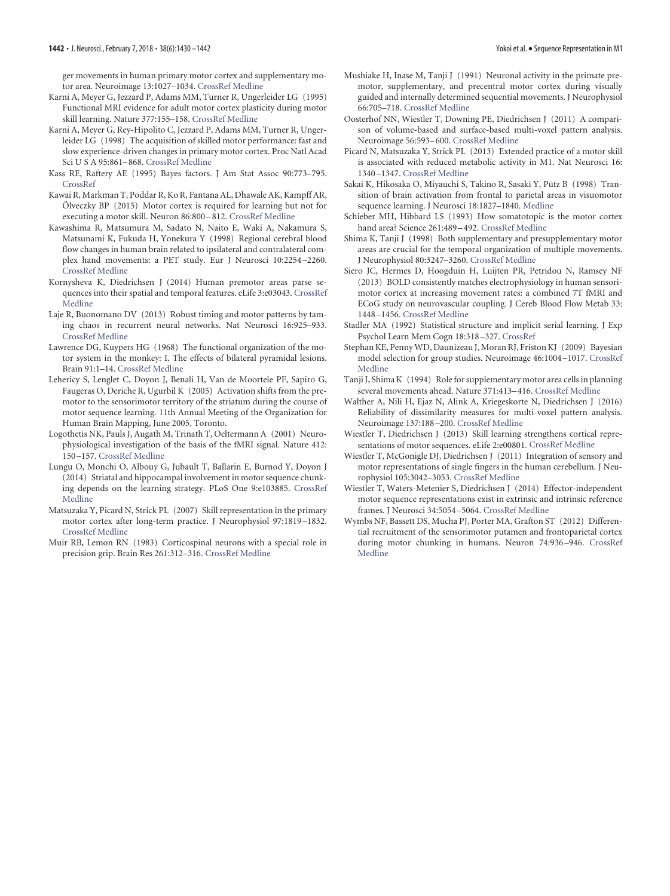ger movements in human primary motor cortex and supplementary motor area. Neuroimage 13:1027–1034. CrossRef Medline

Karni A, Meyer G, Jezzard P, Adams MM, Turner R, Ungerleider LG (1995) Functional MRI evidence for adult motor cortex plasticity during motor skill learning. Nature 377:155–158. CrossRef Medline

Karni A, Meyer G, Rey-Hipolito C, Jezzard P, Adams MM, Turner R, Ungerleider LG (1998) The acquisition of skilled motor performance: fast and slow experience-driven changes in primary motor cortex. Proc Natl Acad Sci U S A 95:861–868. CrossRef Medline

Kass RE, Raftery AE (1995) Bayes factors. J Am Stat Assoc 90:773–795. CrossRef

Kawai R, Markman T, Poddar R, Ko R, Fantana AL, Dhawale AK, Kampff AR, Ölveczky BP (2015) Motor cortex is required for learning but not for executing a motor skill. Neuron 86:800–812. CrossRef Medline

Kawashima R, Matsumura M, Sadato N, Naito E, Waki A, Nakamura S, Matsunami K, Fukuda H, Yonekura Y (1998) Regional cerebral blood flow changes in human brain related to ipsilateral and contralateral complex hand movements: a PET study. Eur J Neurosci 10:2254–2260. CrossRef Medline

Kornysheva K, Diedrichsen J (2014) Human premotor areas parse sequences into their spatial and temporal features. eLife 3:e03043. CrossRef Medline

Laje R, Buonomano DV (2013) Robust timing and motor patterns by taming chaos in recurrent neural networks. Nat Neurosci 16:925–933. CrossRef Medline

Lawrence DG, Kuypers HG (1968) The functional organization of the motor system in the monkey: I. The effects of bilateral pyramidal lesions. Brain 91:1–14. CrossRef Medline

Lehericy S, Lenglet C, Doyon J, Benali H, Van de Moortele PF, Sapiro G, Faugeras O, Deriche R, Ugurbil K (2005) Activation shifts from the premotor to the sensorimotor territory of the striatum during the course of motor sequence learning. 11th Annual Meeting of the Organization for Human Brain Mapping, June 2005, Toronto.

Logothetis NK, Pauls J, Augath M, Trinath T, Oeltermann A (2001) Neurophysiological investigation of the basis of the fMRI signal. Nature 412: 150–157. CrossRef Medline

Lungu O, Monchi O, Albouy G, Jubault T, Ballarin E, Burnod Y, Doyon J (2014) Striatal and hippocampal involvement in motor sequence chunking depends on the learning strategy. PLoS One 9:e103885. CrossRef Medline

Matsuzaka Y, Picard N, Strick PL (2007) Skill representation in the primary motor cortex after long-term practice. J Neurophysiol 97:1819–1832. CrossRef Medline

Muir RB, Lemon RN (1983) Corticospinal neurons with a special role in precision grip. Brain Res 261:312–316. CrossRef Medline

Mushiake H, Inase M, Tanji J (1991) Neuronal activity in the primate premotor, supplementary, and precentral motor cortex during visually guided and internally determined sequential movements. J Neurophysiol 66:705–718. CrossRef Medline

Oosterhof NN, Wiestler T, Downing PE, Diedrichsen J (2011) A comparison of volume-based and surface-based multi-voxel pattern analysis. Neuroimage 56:593–600. CrossRef Medline

Picard N, Matsuzaka Y, Strick PL (2013) Extended practice of a motor skill is associated with reduced metabolic activity in M1. Nat Neurosci 16: 1340–1347. CrossRef Medline

Sakai K, Hikosaka O, Miyauchi S, Takino R, Sasaki Y, Pütz B (1998) Transition of brain activation from frontal to parietal areas in visuomotor sequence learning. J Neurosci 18:1827–1840. Medline

Schieber MH, Hibbard LS (1993) How somatotopic is the motor cortex hand area? Science 261:489–492. CrossRef Medline

Shima K, Tanji J (1998) Both supplementary and presupplementary motor areas are crucial for the temporal organization of multiple movements. J Neurophysiol 80:3247–3260. CrossRef Medline

Siero JC, Hermes D, Hoogduin H, Luijten PR, Petridou N, Ramsey NF (2013) BOLD consistently matches electrophysiology in human sensorimotor cortex at increasing movement rates: a combined 7T fMRI and ECoG study on neurovascular coupling. J Cereb Blood Flow Metab 33: 1448–1456. CrossRef Medline

Stadler MA (1992) Statistical structure and implicit serial learning. J Exp Psychol Learn Mem Cogn 18:318–327. CrossRef

Stephan KE, Penny WD, Daunizeau J, Moran RJ, Friston KJ (2009) Bayesian model selection for group studies. Neuroimage 46:1004–1017. CrossRef Medline

Tanji J, Shima K (1994) Role for supplementary motor area cells in planning several movements ahead. Nature 371:413–416. CrossRef Medline

Walther A, Nili H, Ejaz N, Alink A, Kriegeskorte N, Diedrichsen J (2016) Reliability of dissimilarity measures for multi-voxel pattern analysis. Neuroimage 137:188–200. CrossRef Medline

Wiestler T, Diedrichsen J (2013) Skill learning strengthens cortical representations of motor sequences. eLife 2:e00801. CrossRef Medline

Wiestler T, McGonigle DJ, Diedrichsen J (2011) Integration of sensory and motor representations of single fingers in the human cerebellum. J Neurophysiol 105:3042–3053. CrossRef Medline

Wiestler T, Waters-Metenier S, Diedrichsen J (2014) Effector-independent motor sequence representations exist in extrinsic and intrinsic reference frames. J Neurosci 34:5054–5064. CrossRef Medline

Wymbs NF, Bassett DS, Mucha PJ, Porter MA, Grafton ST (2012) Differential recruitment of the sensorimotor putamen and frontoparietal cortex during motor chunking in humans. Neuron 74:936–946. CrossRef Medline